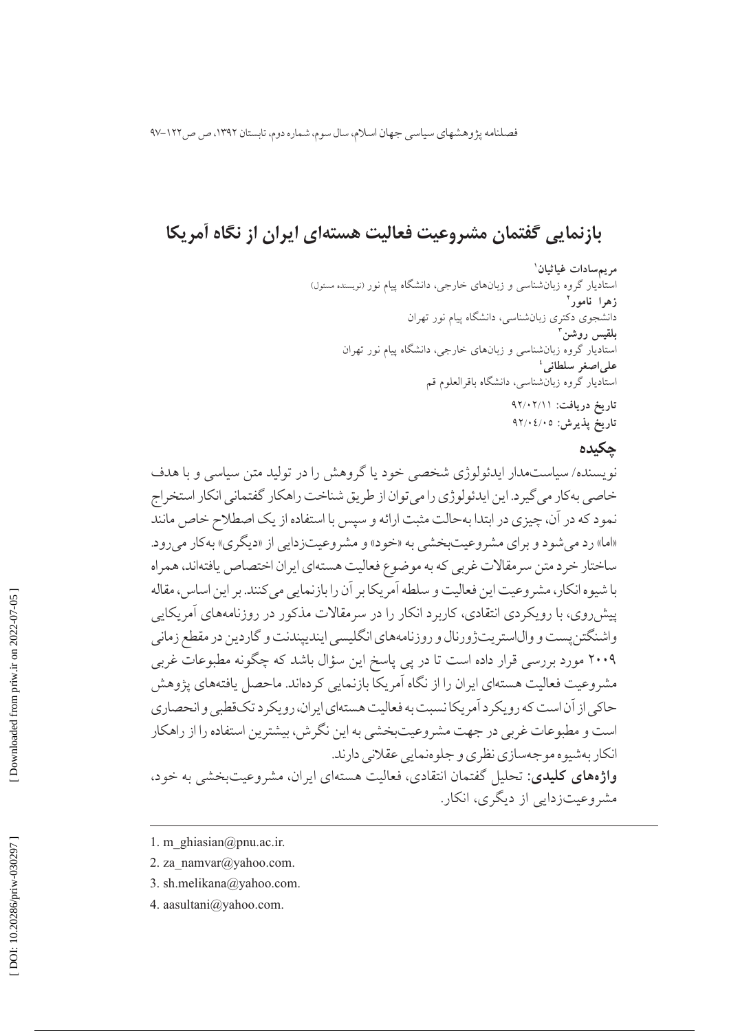# بازنمایی گفتمان مشروعیت فعالیت هسته‌ای ایران از نگاه آمریکا

**مریم‌سادات غیاثیان**[1]
استادیار گروه زبان‌شناسی و زبان‌های خارجی، دانشگاه پیام نور (نویسنده مسئول)

**زهرا نامور**[2]
دانشجوی دکتری زبان‌شناسی، دانشگاه پیام نور تهران

**بلقیس روشن**[3]
استادیار گروه زبان‌شناسی و زبان‌های خارجی، دانشگاه پیام نور تهران

**علی‌اصغر سلطانی**[4]
استادیار گروه زبان‌شناسی، دانشگاه باقرالعلوم قم

**تاریخ دریافت:** ۹۲/۰۲/۱۱
**تاریخ پذیرش:** ۹۲/۰۴/۰۵

## چکیده

نویسنده/ سیاست‌مدار ایدئولوژی شخصی خود یا گروهش را در تولید متن سیاسی و با هدف خاصی به‌کار می‌گیرد. این ایدئولوژی را می‌توان از طریق شناخت راهکار گفتمانی انکار استخراج نمود که در آن، چیزی در ابتدا به‌حالت مثبت ارائه و سپس با استفاده از یک اصطلاح خاص مانند «اما» رد می‌شود و برای مشروعیت‌بخشی به «خود» و مشروعیت‌زدایی از «دیگری» به‌کار می‌رود. ساختار خرد متن سرمقالات غربی که به موضوع فعالیت هسته‌ای ایران اختصاص یافته‌اند، همراه با شیوه انکار، مشروعیت این فعالیت و سلطه آمریکا بر آن را بازنمایی می‌کنند. بر این اساس، مقاله پیش‌روی، با رویکردی انتقادی، کاربرد انکار را در سرمقالات مذکور در روزنامه‌های آمریکایی واشنگتن‌پست و وال‌استریت‌ژورنال و روزنامه‌های انگلیسی ایندیپندنت و گاردین در مقطع زمانی ۲۰۰۹ مورد بررسی قرار داده است تا در پی پاسخ این سؤال باشد که چگونه مطبوعات غربی مشروعیت فعالیت هسته‌ای ایران را از نگاه آمریکا بازنمایی کرده‌اند. ماحصل یافته‌های پژوهش حاکی از آن است که رویکرد آمریکا نسبت به فعالیت هسته‌ای ایران، رویکرد تک‌قطبی و انحصاری است و مطبوعات غربی در جهت مشروعیت‌بخشی به این نگرش، بیشترین استفاده را از راهکار انکار به‌شیوه موجه‌سازی نظری و جلوه‌نمایی عقلانی دارند.

**واژه‌های کلیدی:** تحلیل گفتمان انتقادی، فعالیت هسته‌ای ایران، مشروعیت‌بخشی به خود، مشروعیت‌زدایی از دیگری، انکار.

---

1. m_ghiasian@pnu.ac.ir.
2. za_namvar@yahoo.com.
3. sh.melikana@yahoo.com.
4. aasultani@yahoo.com.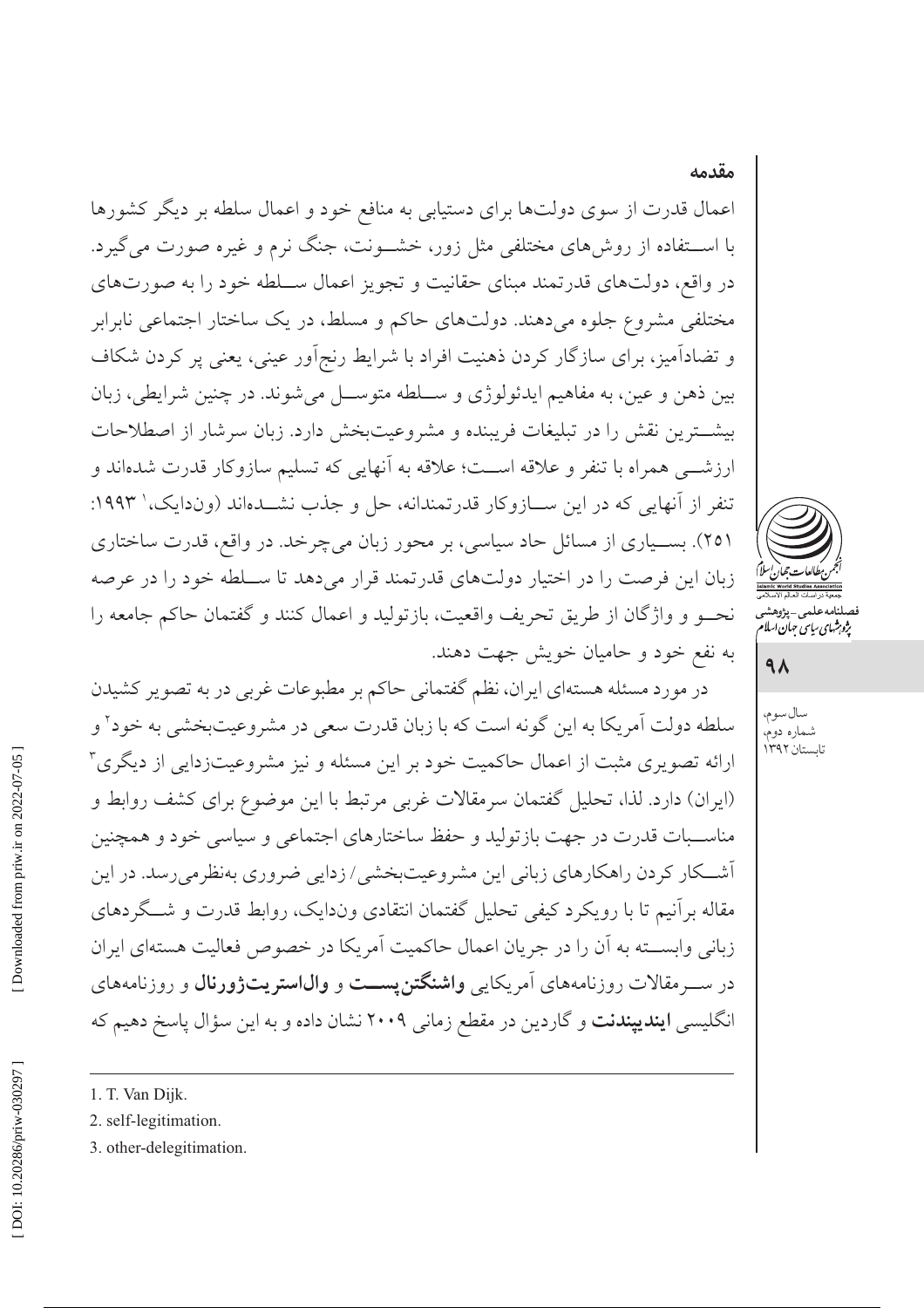## مقدمه

اعمال قدرت از سوی دولت‌ها برای دستیابی به منافع خود و اعمال سلطه بر دیگر کشورها با استفاده از روش‌های مختلفی مثل زور، خشونت، جنگ نرم و غیره صورت می‌گیرد. در واقع، دولت‌های قدرتمند مبنای حقانیت و تجویز اعمال سلطه خود را به صورت‌های مختلفی مشروع جلوه می‌دهند. دولت‌های حاکم و مسلط، در یک ساختار اجتماعی نابرابر و تضادآمیز، برای سازگار کردن ذهنیت افراد با شرایط رنج‌آور عینی، یعنی پر کردن شکاف بین ذهن و عین، به مفاهیم ایدئولوژی و سلطه متوسل می‌شوند. در چنین شرایطی، زبان بیشترین نقش را در تبلیغات فریبنده و مشروعیت‌بخش دارد. زبان سرشار از اصطلاحات ارزشی همراه با تنفر و علاقه است؛ علاقه به آنهایی که تسلیم سازوکار قدرت شده‌اند و تنفر از آنهایی که در این سازوکار قدرتمندانه، حل و جذب نشده‌اند (وندایک،[1] ۱۹۹۳: ۲۵۱). بسیاری از مسائل حاد سیاسی، بر محور زبان می‌چرخد. در واقع، قدرت ساختاری زبان این فرصت را در اختیار دولت‌های قدرتمند قرار می‌دهد تا سلطه خود را در عرصه نحو و واژگان از طریق تحریف واقعیت، بازتولید و اعمال کنند و گفتمان حاکم جامعه را به نفع خود و حامیان خویش جهت دهند.

در مورد مسئله هسته‌ای ایران، نظم گفتمانی حاکم بر مطبوعات غربی در به تصویر کشیدن سلطه دولت آمریکا به این گونه است که با زبان قدرت سعی در مشروعیت‌بخشی به خود[2] و ارائه تصویری مثبت از اعمال حاکمیت خود بر این مسئله و نیز مشروعیت‌زدایی از دیگری[3] (ایران) دارد. لذا، تحلیل گفتمان سرمقالات غربی مرتبط با این موضوع برای کشف روابط و مناسبات قدرت در جهت بازتولید و حفظ ساختارهای اجتماعی و سیاسی خود و همچنین آشکار کردن راهکارهای زبانی این مشروعیت‌بخشی/ زدایی ضروری به‌نظرمی‌رسد. در این مقاله برآنیم تا با رویکرد کیفی تحلیل گفتمان انتقادی وندایک، روابط قدرت و شگردهای زبانی وابسته به آن را در جریان اعمال حاکمیت آمریکا در خصوص فعالیت هسته‌ای ایران در سرمقالات روزنامه‌های آمریکایی **واشنگتن‌پست** و **وال‌استریت‌ژورنال** و روزنامه‌های انگلیسی **ایندیپندنت** و گاردین در مقطع زمانی ۲۰۰۹ نشان داده و به این سؤال پاسخ دهیم که

---

1. T. Van Dijk.
2. self-legitimation.
3. other-delegitimation.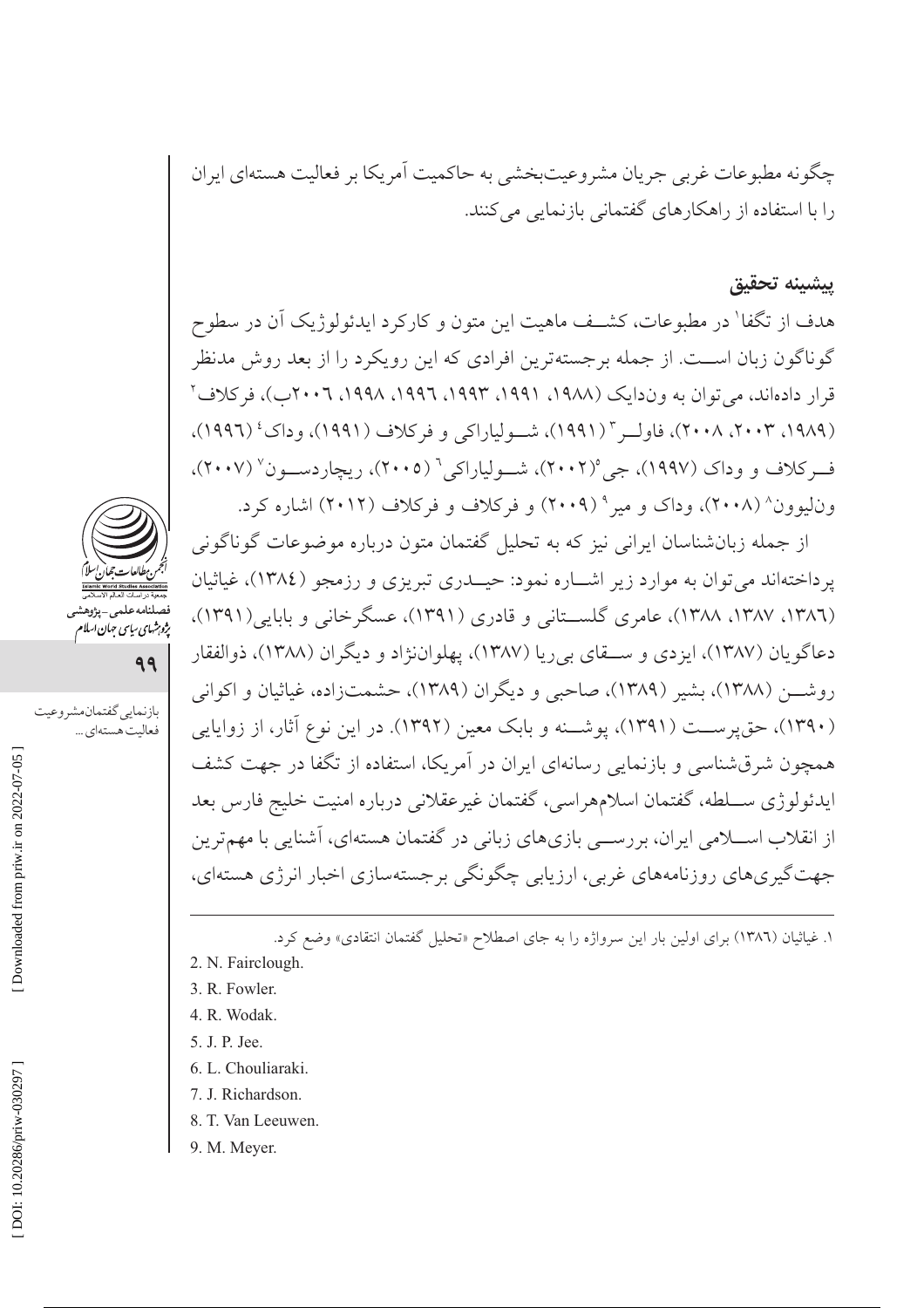چگونه مطبوعات غربی جریان مشروعیت‌بخشی به حاکمیت آمریکا بر فعالیت هسته‌ای ایران را با استفاده از راهکارهای گفتمانی بازنمایی می‌کنند.

## پیشینه تحقیق

هدف از تگفا[1] در مطبوعات، کشــف ماهیت این متون و کارکرد ایدئولوژیک آن در سطوح گوناگون زبان اســت. از جمله برجسته‌ترین افرادی که این رویکرد را از بعد روش مدنظر قرار داده‌اند، می‌توان به ون‌دایک (۱۹۸۸، ۱۹۹۱، ۱۹۹۳، ۱۹۹۶، ۱۹۹۸، ۱۹۹۹، ۲۰۰٦ب)، فرکلاف[2] (۱۹۸۹، ۲۰۰۳، ۲۰۰۸)، فاولــر[3] (۱۹۹۱)، شــولیاراکی و فرکلاف (۱۹۹۱)، وداک[4] (۱۹۹٦)، فــرکلاف و وداک (۱۹۹۷)، جی[5] (۲۰۰۲)، شــولیاراکی[6] (۲۰۰۵)، ریچاردســون[7] (۲۰۰۷)، ون‌لیوون[8] (۲۰۰۸)، وداک و میر[9] (۲۰۰۹) و فرکلاف و فرکلاف (۲۰۱۲) اشاره کرد.

از جمله زبان‌شناسان ایرانی نیز که به تحلیل گفتمان متون درباره موضوعات گوناگونی پرداخته‌اند می‌توان به موارد زیر اشــاره نمود: حیــدری تبریزی و رزمجو (۱۳۸٤)، غیاثیان (۱۳۸٦، ۱۳۸۷، ۱۳۸۸)، عامری گلســتانی و قادری (۱۳۹۱)، عسگرخانی و بابایی(۱۳۹۱)، دعاگویان (۱۳۸۷)، ایزدی و ســقای بی‌ریا (۱۳۸۷)، پهلوان‌نژاد و دیگران (۱۳۸۸)، ذوالفقار روشــن (۱۳۸۸)، بشیر (۱۳۸۹)، صاحبی و دیگران (۱۳۸۹)، حشمت‌زاده، غیاثیان و اکوانی (۱۳۹۰)، حق‌پرســت (۱۳۹۱)، پوشــنه و بابک معین (۱۳۹۲). در این نوع آثار، از زوایایی همچون شرق‌شناسی و بازنمایی رسانه‌ای ایران در آمریکا، استفاده از تگفا در جهت کشف ایدئولوژی ســلطه، گفتمان اسلام‌هراسی، گفتمان غیرعقلانی درباره امنیت خلیج فارس بعد از انقلاب اســلامی ایران، بررســی بازی‌های زبانی در گفتمان هسته‌ای، آشنایی با مهم‌ترین جهت‌گیری‌های روزنامه‌های غربی، ارزیابی چگونگی برجسته‌سازی اخبار انرژی هسته‌ای،

---

۱. غیاثیان (۱۳۸٦) برای اولین بار این سرواژه را به جای اصطلاح «تحلیل گفتمان انتقادی» وضع کرد.

2. N. Fairclough.

3. R. Fowler.

4. R. Wodak.

5. J. P. Jee.

6. L. Chouliaraki.

7. J. Richardson.

8. T. Van Leeuwen.

9. M. Meyer.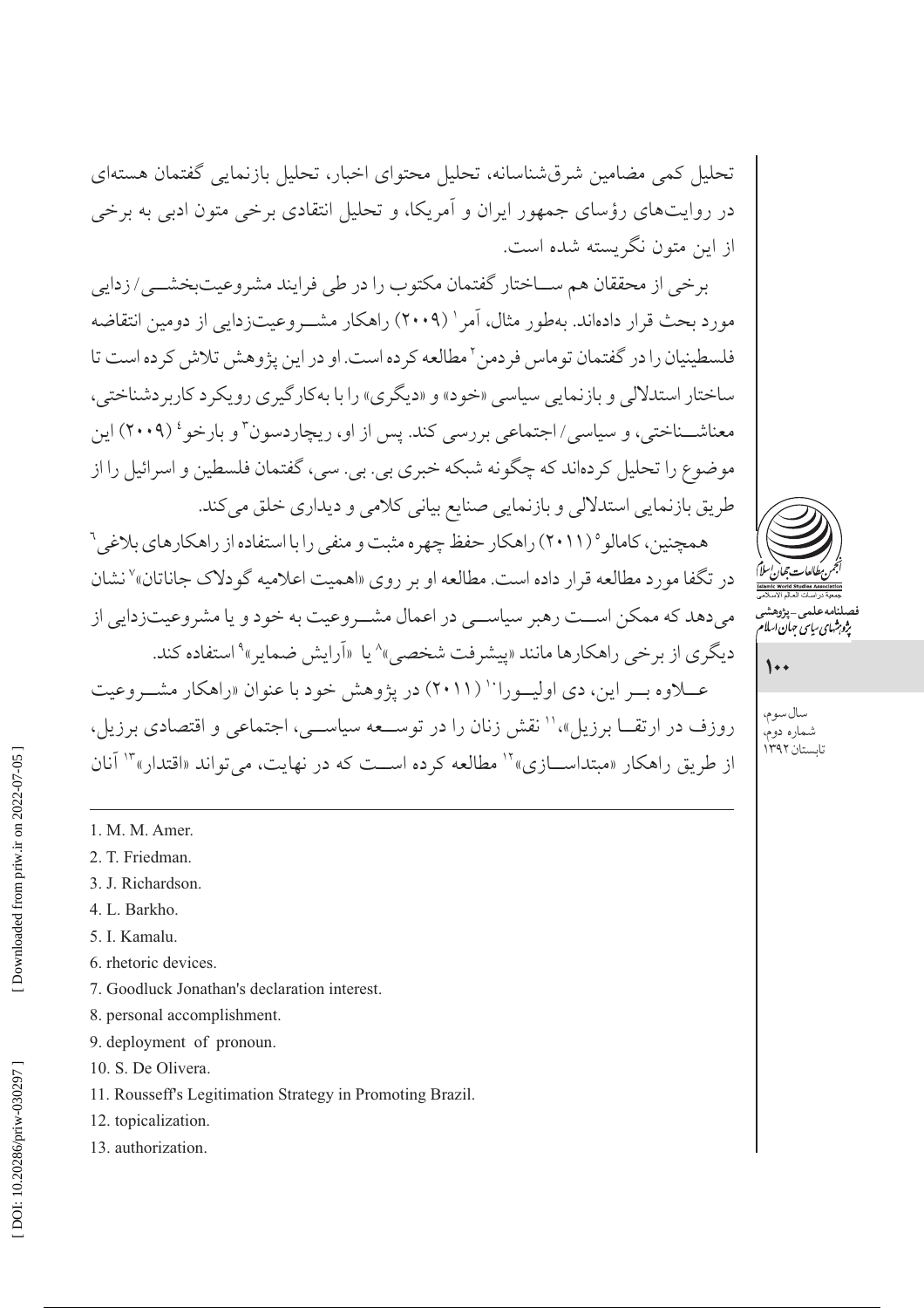تحلیل کمی مضامین شرق‌شناسانه، تحلیل محتوای اخبار، تحلیل بازنمایی گفتمان هسته‌ای در روایت‌های رؤسای جمهور ایران و آمریکا، و تحلیل انتقادی برخی متون ادبی به برخی از این متون نگریسته شده است.

برخی از محققان هم ساختار گفتمان مکتوب را در طی فرایند مشروعیت‌بخشی/زدایی مورد بحث قرار داده‌اند. به‌طور مثال، آمر[1] (۲۰۰۹) راهکار مشروعیت‌زدایی از دومین انتقاضه فلسطینیان را در گفتمان توماس فردمن[2] مطالعه کرده است. او در این پژوهش تلاش کرده است تا ساختار استدلالی و بازنمایی سیاسی «خود» و «دیگری» را با به‌کارگیری رویکرد کاربردشناختی، معناشناختی، و سیاسی/اجتماعی بررسی کند. پس از او، ریچاردسون[3] و بارخو[4] (۲۰۰۹) این موضوع را تحلیل کرده‌اند که چگونه شبکه خبری بی. بی. سی، گفتمان فلسطین و اسرائیل را از طریق بازنمایی استدلالی و بازنمایی صنایع بیانی کلامی و دیداری خلق می‌کند.

همچنین، کامالو[5] (۲۰۱۱) راهکار حفظ چهره مثبت و منفی را با استفاده از راهکارهای بلاغی[6] در تگفا مورد مطالعه قرار داده است. مطالعه او بر روی «اهمیت اعلامیه گودلاک جاناتان»[7] نشان می‌دهد که ممکن است رهبر سیاسی در اعمال مشروعیت به خود و یا مشروعیت‌زدایی از دیگری از برخی راهکارها مانند «پیشرفت شخصی»[8] یا «آرایش ضمایر»[9] استفاده کند.

علاوه بر این، دی اولیورا[10] (۲۰۱۱) در پژوهش خود با عنوان «راهکار مشروعیت روزف در ارتقا برزیل»،[11] نقش زنان را در توسعه سیاسی، اجتماعی و اقتصادی برزیل، از طریق راهکار «مبتداسازی»[12] مطالعه کرده است که در نهایت، می‌تواند «اقتدار»[13] آنان

---

1. M. M. Amer.
2. T. Friedman.
3. J. Richardson.
4. L. Barkho.
5. I. Kamalu.
6. rhetoric devices.
7. Goodluck Jonathan's declaration interest.
8. personal accomplishment.
9. deployment of pronoun.
10. S. De Olivera.
11. Rousseff's Legitimation Strategy in Promoting Brazil.
12. topicalization.
13. authorization.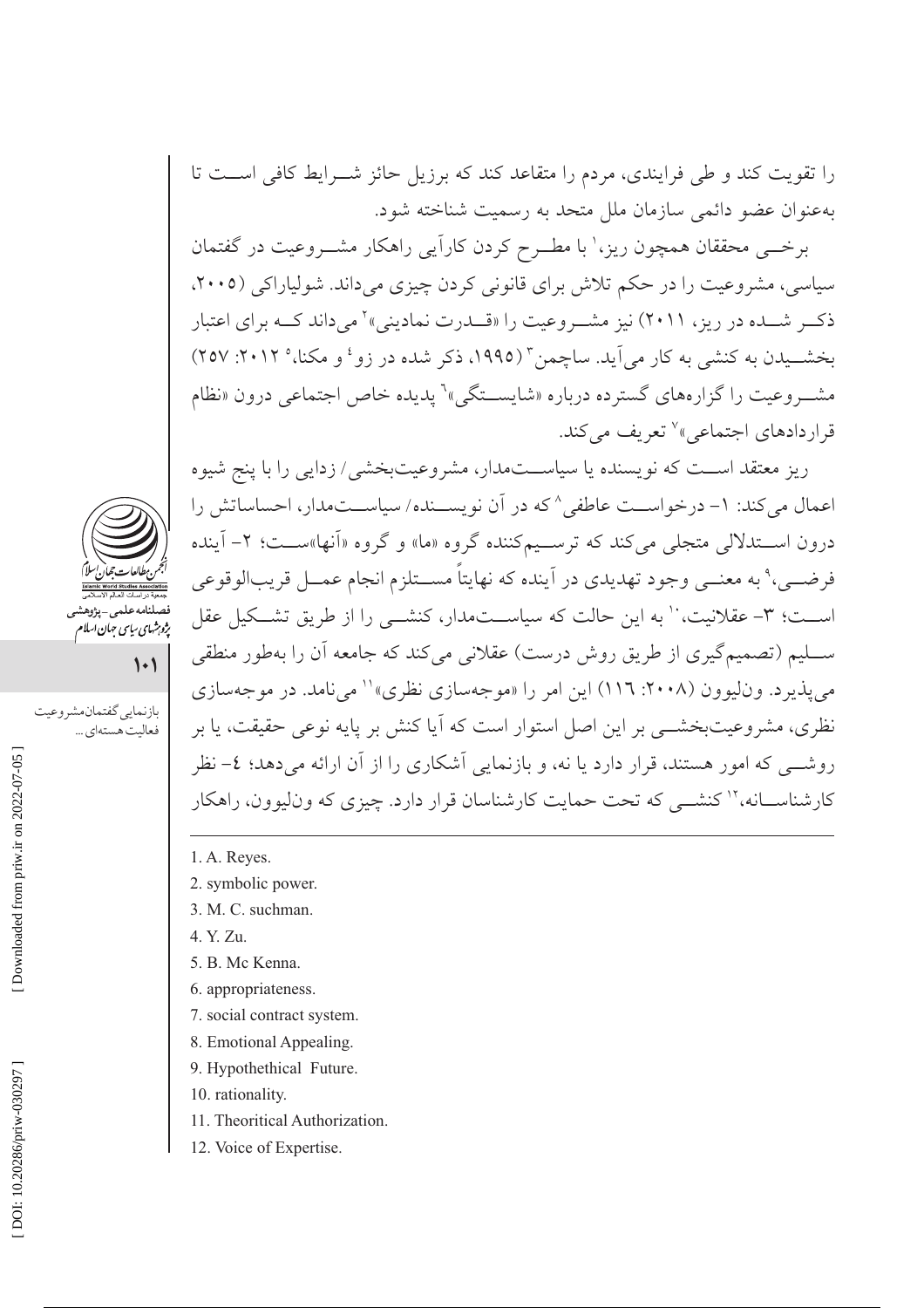را تقویت کند و طی فرایندی، مردم را متقاعد کند که برزیل حائز شـرایط کافی اسـت تا به‌عنوان عضو دائمی سازمان ملل متحد به رسمیت شناخته شود.

برخـی محققان همچون ریز،[1] با مطـرح کردن کارآیی راهکار مشـروعیت در گفتمان سیاسی، مشروعیت را در حکم تلاش برای قانونی کردن چیزی می‌داند. شولیاراکی (۲۰۰۵، ذکـر شـده در ریز، ۲۰۱۱) نیز مشـروعیت را «قـدرت نمادینی»[2] می‌داند کـه برای اعتبار بخشـیدن به کنشی به کار می‌آید. ساچمن[3] (۱۹۹۵، ذکر شده در زو[4] و مکنا،[5] ۲۰۱۲: ۲۵۷) مشـروعیت را گزاره‌های گسترده درباره «شایسـتگی»[6] پدیده خاص اجتماعی درون «نظام قراردادهای اجتماعی»[7] تعریف می‌کند.

ریز معتقد اسـت که نویسنده یا سیاسـت‌مدار، مشروعیت‌بخشی/ زدایی را با پنج شیوه اعمال می‌کند: ۱- درخواسـت عاطفی[8] که در آن نویسـنده/ سیاسـت‌مدار، احساساتش را درون اسـتدلالی متجلی می‌کند که ترسـیم‌کننده گروه «ما» و گروه «آنها»سـت؛ ۲- آینده فرضـی،[9] به معنـی وجود تهدیدی در آینده که نهایتاً مسـتلزم انجام عمـل قریب‌الوقوعی اسـت؛ ۳- عقلانیت،[10] به این حالت که سیاسـت‌مدار، کنشـی را از طریق تشـکیل عقل سـلیم (تصمیم‌گیری از طریق روش درست) عقلانی می‌کند که جامعه آن را به‌طور منطقی می‌پذیرد. ون‌لیوون (۲۰۰۸: ۱۱۶) این امر را «موجه‌سازی نظری»[11] می‌نامد. در موجه‌سازی نظری، مشروعیت‌بخشـی بر این اصل استوار است که آیا کنش بر پایه نوعی حقیقت، یا بر روشـی که امور هستند، قرار دارد یا نه، و بازنمایی آشکاری را از آن ارائه می‌دهد؛ ۴- نظر کارشناسـانه،[12] کنشـی که تحت حمایت کارشناسان قرار دارد. چیزی که ون‌لیوون، راهکار

---

1. A. Reyes.
2. symbolic power.
3. M. C. suchman.
4. Y. Zu.
5. B. Mc Kenna.
6. appropriateness.
7. social contract system.
8. Emotional Appealing.
9. Hypothethical Future.
10. rationality.
11. Theoritical Authorization.
12. Voice of Expertise.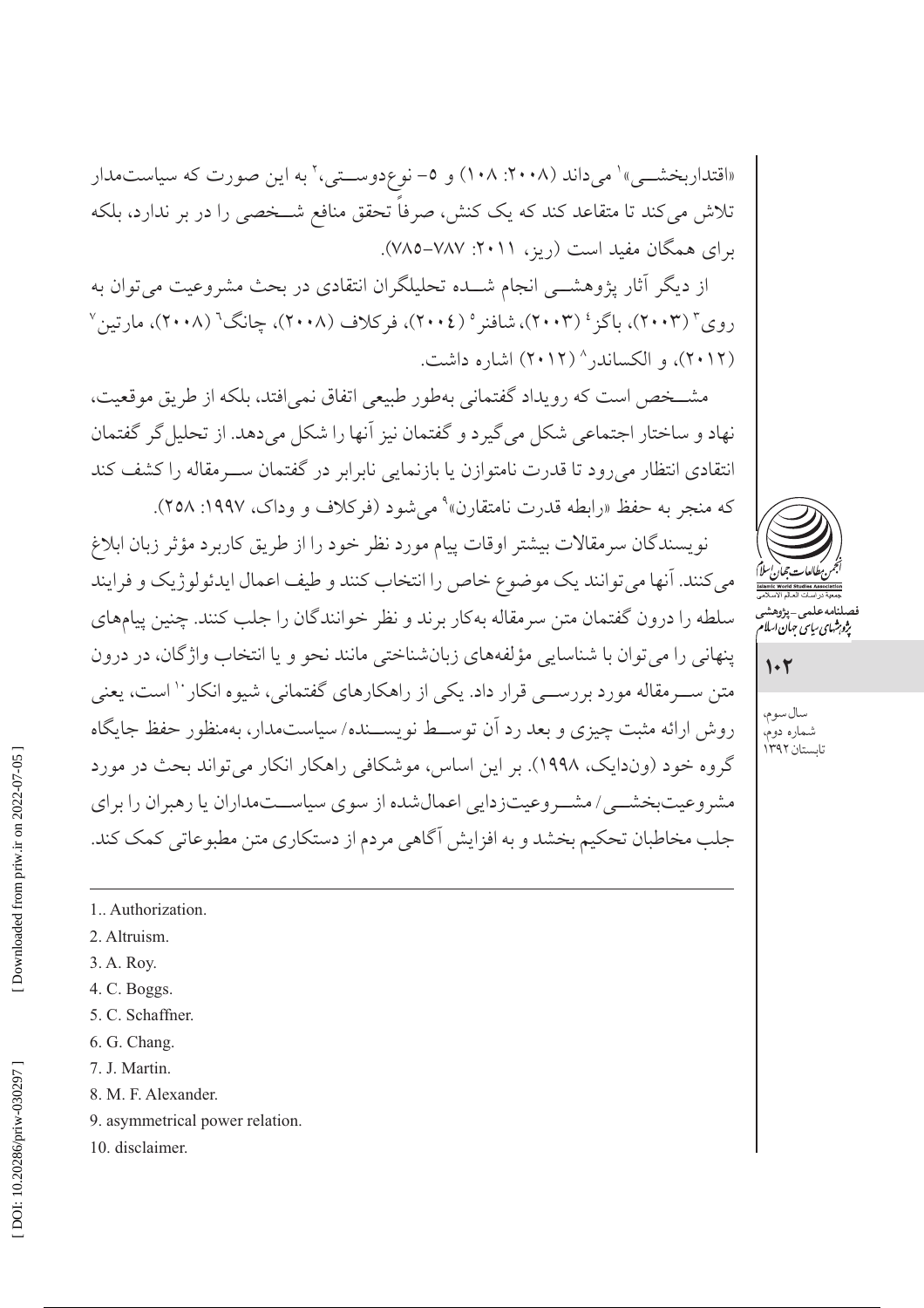«اقتداربخشـی»[1] می‌داند (۲۰۰۸: ۱۰۸) و ۵- نوع‌دوسـتی،[2] به این صورت که سیاست‌مدار تلاش می‌کند تا متقاعد کند که یک کنش، صرفاً تحقق منافع شـخصی را در بر ندارد، بلکه برای همگان مفید است (ریز، ۲۰۱۱: ۷۸۷-۷۸۵).

از دیگر آثار پژوهشـی انجام شـده تحلیلگران انتقادی در بحث مشروعیت می‌توان به روی[3] (۲۰۰۳)، باگز[4] (۲۰۰۳)، شافنر[5] (۲۰۰٤)، فرکلاف (۲۰۰۸)، چانگ[6] (۲۰۰۸)، مارتین[7] (۲۰۱۲)، و الکساندر[8] (۲۰۱۲) اشاره داشت.

مشـخص است که رویداد گفتمانی به‌طور طبیعی اتفاق نمی‌افتد، بلکه از طریق موقعیت، نهاد و ساختار اجتماعی شکل می‌گیرد و گفتمان نیز آنها را شکل می‌دهد. از تحلیل‌گر گفتمان انتقادی انتظار می‌رود تا قدرت نامتوازن یا بازنمایی نابرابر در گفتمان سـرمقاله را کشف کند که منجر به حفظ «رابطه قدرت نامتقارن»[9] می‌شود (فرکلاف و وداک، ۱۹۹۷: ۲۵۸).

نویسندگان سرمقالات بیشتر اوقات پیام مورد نظر خود را از طریق کاربرد مؤثر زبان ابلاغ می‌کنند. آنها می‌توانند یک موضوع خاص را انتخاب کنند و طیف اعمال ایدئولوژیک و فرایند سلطه را درون گفتمان متن سرمقاله به‌کار برند و نظر خوانندگان را جلب کنند. چنین پیام‌های پنهانی را می‌توان با شناسایی مؤلفه‌های زبان‌شناختی مانند نحو و یا انتخاب واژگان، در درون متن سـرمقاله مورد بررسـی قرار داد. یکی از راهکارهای گفتمانی، شیوه انکار[10] است، یعنی روش ارائه مثبت چیزی و بعد رد آن توسـط نویسـنده/ سیاست‌مدار، به‌منظور حفظ جایگاه گروه خود (ون‌دایک، ۱۹۹۸). بر این اساس، موشکافی راهکار انکار می‌تواند بحث در مورد مشروعیت‌بخشـی/ مشـروعیت‌زدایی اعمال‌شده از سوی سیاسـت‌مداران یا رهبران را برای جلب مخاطبان تحکیم بخشد و به افزایش آگاهی مردم از دستکاری متن مطبوعاتی کمک کند.

---

1.. Authorization.
2. Altruism.
3. A. Roy.
4. C. Boggs.
5. C. Schaffner.
6. G. Chang.
7. J. Martin.
8. M. F. Alexander.
9. asymmetrical power relation.
10. disclaimer.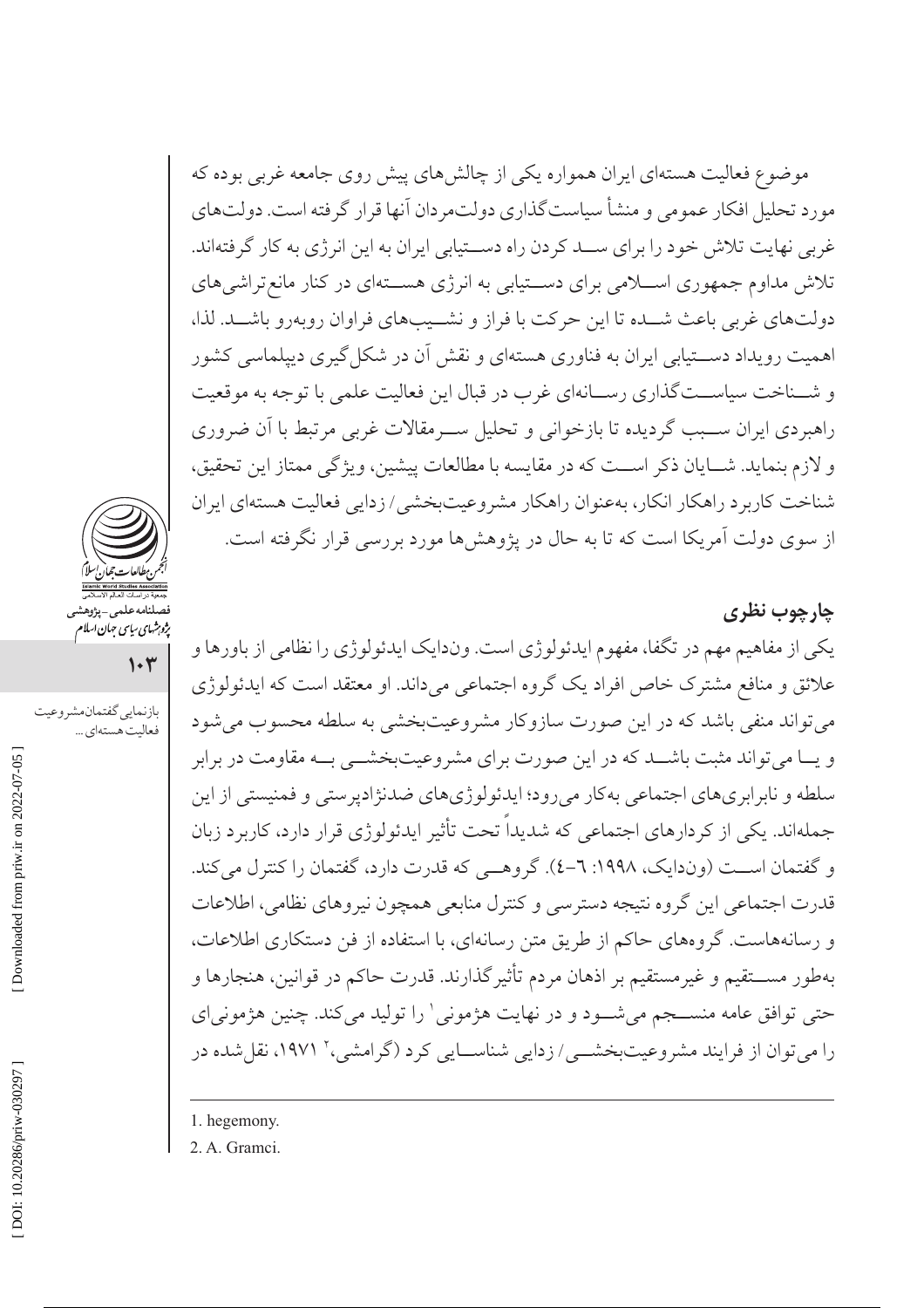موضوع فعالیت هسته‌ای ایران همواره یکی از چالش‌های پیش روی جامعه غربی بوده که مورد تحلیل افکار عمومی و منشأ سیاست‌گذاری دولت‌مردان آنها قرار گرفته است. دولت‌های غربی نهایت تلاش خود را برای سد کردن راه دستیابی ایران به این انرژی به کار گرفته‌اند. تلاش مداوم جمهوری اسلامی برای دستیابی به انرژی هسته‌ای در کنار مانع‌تراشی‌های دولت‌های غربی باعث شده تا این حرکت با فراز و نشیب‌های فراوان روبه‌رو باشد. لذا، اهمیت رویداد دستیابی ایران به فناوری هسته‌ای و نقش آن در شکل‌گیری دیپلماسی کشور و شناخت سیاست‌گذاری رسانه‌ای غرب در قبال این فعالیت علمی با توجه به موقعیت راهبردی ایران سبب گردیده تا بازخوانی و تحلیل سرمقالات غربی مرتبط با آن ضروری و لازم بنماید. شایان ذکر است که در مقایسه با مطالعات پیشین، ویژگی ممتاز این تحقیق، شناخت کاربرد راهکار انکار، به‌عنوان راهکار مشروعیت‌بخشی/ زدایی فعالیت هسته‌ای ایران از سوی دولت آمریکا است که تا به حال در پژوهش‌ها مورد بررسی قرار نگرفته است.

## چارچوب نظری

یکی از مفاهیم مهم در تگفا، مفهوم ایدئولوژی است. ون‌دایک ایدئولوژی را نظامی از باورها و علائق و منافع مشترک خاص افراد یک گروه اجتماعی می‌داند. او معتقد است که ایدئولوژی می‌تواند منفی باشد که در این صورت سازوکار مشروعیت‌بخشی به سلطه محسوب می‌شود و یا می‌تواند مثبت باشد که در این صورت برای مشروعیت‌بخشی به مقاومت در برابر سلطه و نابرابری‌های اجتماعی به‌کار می‌رود؛ ایدئولوژی‌های ضدنژادپرستی و فمنیستی از این جمله‌اند. یکی از کردارهای اجتماعی که شدیداً تحت تأثیر ایدئولوژی قرار دارد، کاربرد زبان و گفتمان است (ون‌دایک، ۱۹۹۸: ٦-٤). گروهی که قدرت دارد، گفتمان را کنترل می‌کند. قدرت اجتماعی این گروه نتیجه دسترسی و کنترل منابعی همچون نیروهای نظامی، اطلاعات و رسانه‌هاست. گروه‌های حاکم از طریق متن رسانه‌ای، با استفاده از فن دستکاری اطلاعات، به‌طور مستقیم و غیرمستقیم بر اذهان مردم تأثیرگذارند. قدرت حاکم در قوانین، هنجارها و حتی توافق عامه منسجم می‌شود و در نهایت هژمونی[1] را تولید می‌کند. چنین هژمونی‌ای را می‌توان از فرایند مشروعیت‌بخشی/ زدایی شناسایی کرد (گرامشی،[2] ۱۹۷۱، نقل‌شده در

1. hegemony.
2. A. Gramci.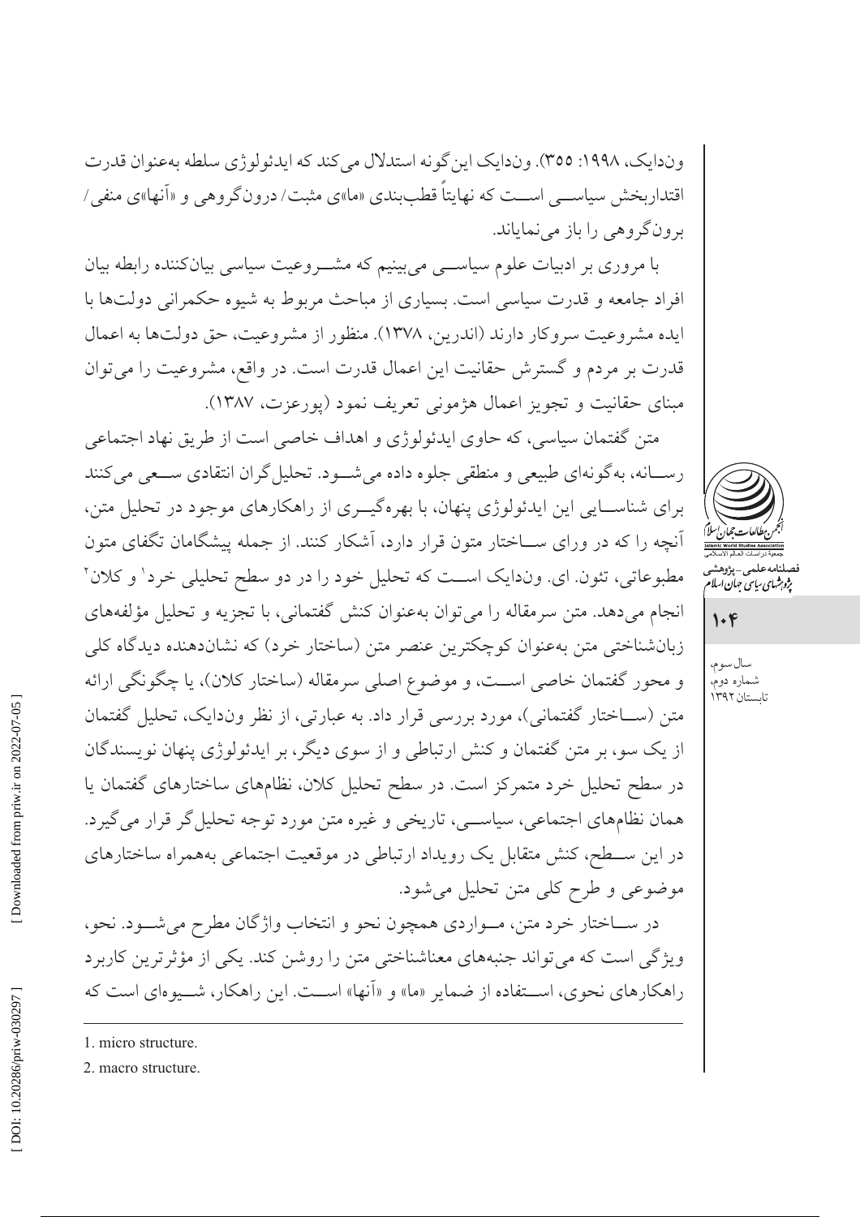ون‌دایک، ۱۹۹۸: ۳۵۵). ون‌دایک این‌گونه استدلال می‌کند که ایدئولوژی سلطه به‌عنوان قدرت اقتداربخش سیاسی است که نهایتاً قطب‌بندی «ما»ی مثبت/ درون‌گروهی و «آنها»ی منفی/ برون‌گروهی را باز می‌نمایاند.

با مروری بر ادبیات علوم سیاسی می‌بینیم که مشروعیت سیاسی بیان‌کننده رابطه بیان افراد جامعه و قدرت سیاسی است. بسیاری از مباحث مربوط به شیوه حکمرانی دولت‌ها با ایده مشروعیت سروکار دارند (اندرین، ۱۳۷۸). منظور از مشروعیت، حق دولت‌ها به اعمال قدرت بر مردم و گسترش حقانیت این اعمال قدرت است. در واقع، مشروعیت را می‌توان مبنای حقانیت و تجویز اعمال هژمونی تعریف نمود (پورعزت، ۱۳۸۷).

متن گفتمان سیاسی، که حاوی ایدئولوژی و اهداف خاصی است از طریق نهاد اجتماعی رسانه، به‌گونه‌ای طبیعی و منطقی جلوه داده می‌شود. تحلیل‌گران انتقادی سعی می‌کنند برای شناسایی این ایدئولوژی پنهان، با بهره‌گیری از راهکارهای موجود در تحلیل متن، آنچه را که در ورای ساختار متون قرار دارد، آشکار کنند. از جمله پیشگامان تگفای متون مطبوعاتی، تئون. ای. ون‌دایک است که تحلیل خود را در دو سطح تحلیلی خرد[1] و کلان[2] انجام می‌دهد. متن سرمقاله را می‌توان به‌عنوان کنش گفتمانی، با تجزیه و تحلیل مؤلفه‌های زبان‌شناختی متن به‌عنوان کوچکترین عنصر متن (ساختار خرد) که نشان‌دهنده دیدگاه کلی و محور گفتمان خاصی است، و موضوع اصلی سرمقاله (ساختار کلان)، یا چگونگی ارائه متن (ساختار گفتمانی)، مورد بررسی قرار داد. به عبارتی، از نظر ون‌دایک، تحلیل گفتمان از یک سو، بر متن گفتمان و کنش ارتباطی و از سوی دیگر، بر ایدئولوژی پنهان نویسندگان در سطح تحلیل خرد متمرکز است. در سطح تحلیل کلان، نظام‌های ساختارهای گفتمان یا همان نظام‌های اجتماعی، سیاسی، تاریخی و غیره متن مورد توجه تحلیل‌گر قرار می‌گیرد. در این سطح، کنش متقابل یک رویداد ارتباطی در موقعیت اجتماعی به‌همراه ساختارهای موضوعی و طرح کلی متن تحلیل می‌شود.

در ساختار خرد متن، مواردی همچون نحو و انتخاب واژگان مطرح می‌شود. نحو، ویژگی است که می‌تواند جنبه‌های معناشناختی متن را روشن کند. یکی از مؤثرترین کاربرد راهکارهای نحوی، استفاده از ضمایر «ما» و «آنها» است. این راهکار، شیوه‌ای است که

---

1. micro structure.

2. macro structure.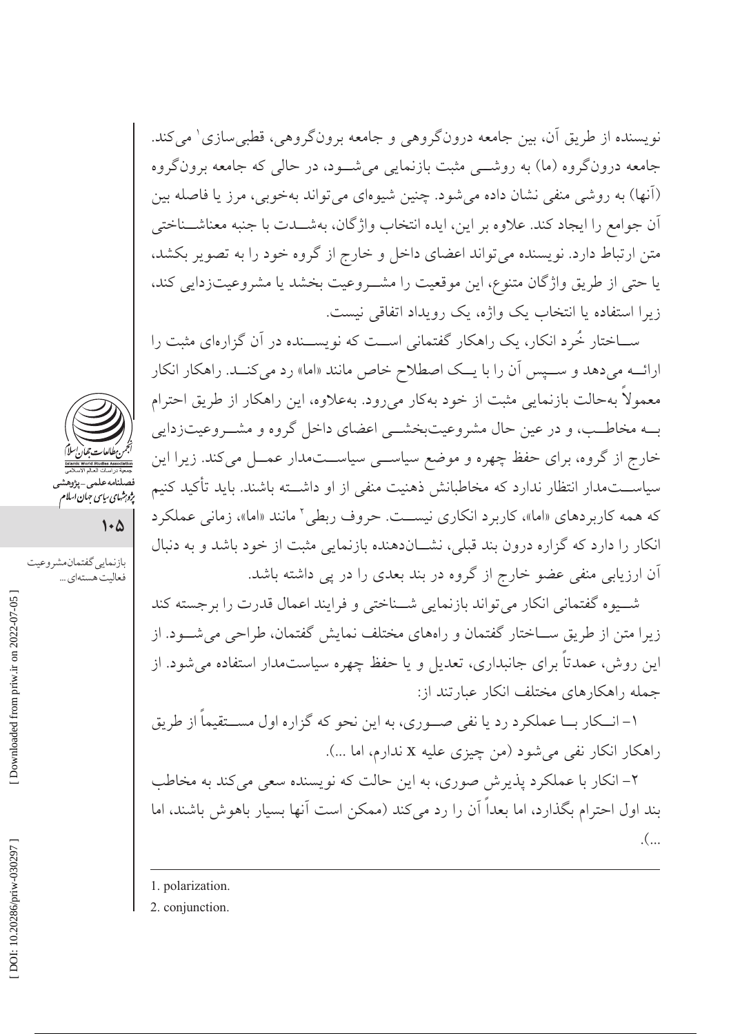نویسنده از طریق آن، بین جامعه درون‌گروهی و جامعه برون‌گروهی، قطبی‌سازی[1] می‌کند. جامعه درون‌گروه (ما) به روشی مثبت بازنمایی می‌شود، در حالی که جامعه برون‌گروه (آنها) به روشی منفی نشان داده می‌شود. چنین شیوه‌ای می‌تواند به‌خوبی، مرز یا فاصله بین آن جوامع را ایجاد کند. علاوه بر این، ایده انتخاب واژگان، به‌شدت با جنبه معناشناختی متن ارتباط دارد. نویسنده می‌تواند اعضای داخل و خارج از گروه خود را به تصویر بکشد، یا حتی از طریق واژگان متنوع، این موقعیت را مشروعیت بخشد یا مشروعیت‌زدایی کند، زیرا استفاده یا انتخاب یک واژه، یک رویداد اتفاقی نیست.

ساختار خُرد انکار، یک راهکار گفتمانی است که نویسنده در آن گزاره‌ای مثبت را ارائه می‌دهد و سپس آن را با یک اصطلاح خاص مانند «اما» رد می‌کند. راهکار انکار معمولاً به‌حالت بازنمایی مثبت از خود به‌کار می‌رود. به‌علاوه، این راهکار از طریق احترام به مخاطب، و در عین حال مشروعیت‌بخشی اعضای داخل گروه و مشروعیت‌زدایی خارج از گروه، برای حفظ چهره و موضع سیاسی سیاست‌مدار عمل می‌کند. زیرا این سیاست‌مدار انتظار ندارد که مخاطبانش ذهنیت منفی از او داشته باشند. باید تأکید کنیم که همه کاربردهای «اما»، کاربرد انکاری نیست. حروف ربطی[2] مانند «اما»، زمانی عملکرد انکار را دارد که گزاره درون بند قبلی، نشان‌دهنده بازنمایی مثبت از خود باشد و به دنبال آن ارزیابی منفی عضو خارج از گروه در بند بعدی را در پی داشته باشد.

شیوه گفتمانی انکار می‌تواند بازنمایی شناختی و فرایند اعمال قدرت را برجسته کند زیرا متن از طریق ساختار گفتمان و راه‌های مختلف نمایش گفتمان، طراحی می‌شود. از این روش، عمدتاً برای جانبداری، تعدیل و یا حفظ چهره سیاست‌مدار استفاده می‌شود. از جمله راهکارهای مختلف انکار عبارتند از:

۱- انکار با عملکرد رد یا نفی صوری، به این نحو که گزاره اول مستقیماً از طریق راهکار انکار نفی می‌شود (من چیزی علیه x ندارم، اما ...).

۲- انکار با عملکرد پذیرش صوری، به این حالت که نویسنده سعی می‌کند به مخاطب بند اول احترام بگذارد، اما بعداً آن را رد می‌کند (ممکن است آنها بسیار باهوش باشند، اما ...).

---

1. polarization.
2. conjunction.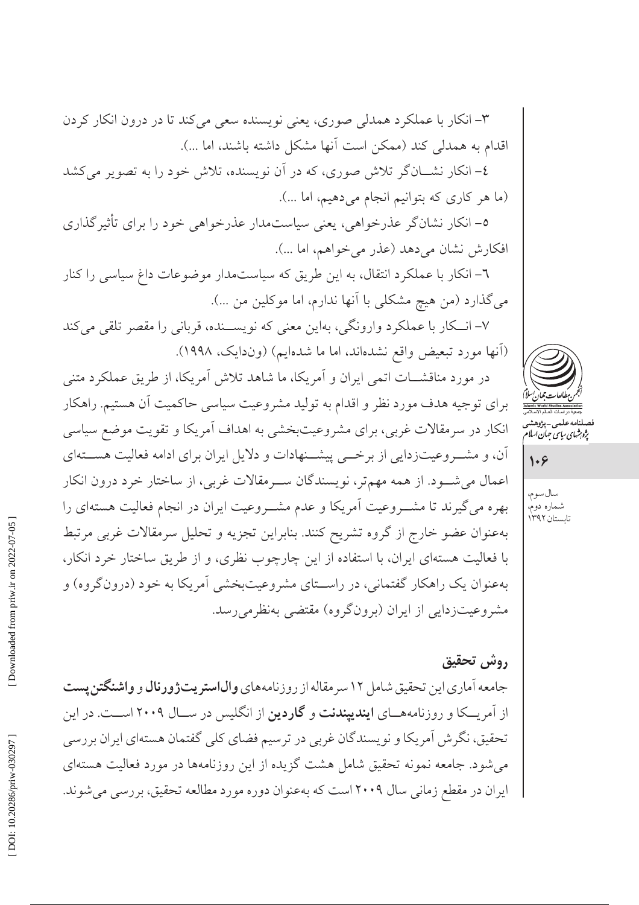۳- انکار با عملکرد همدلی صوری، یعنی نویسنده سعی می‌کند تا در درون انکار کردن اقدام به همدلی کند (ممکن است آنها مشکل داشته باشند، اما ...).

٤- انکار نشان‌گر تلاش صوری، که در آن نویسنده، تلاش خود را به تصویر می‌کشد (ما هر کاری که بتوانیم انجام می‌دهیم، اما ...).

٥- انکار نشان‌گر عذرخواهی، یعنی سیاست‌مدار عذرخواهی خود را برای تأثیرگذاری افکارش نشان می‌دهد (عذر می‌خواهم، اما ...).

٦- انکار با عملکرد انتقال، به این طریق که سیاست‌مدار موضوعات داغ سیاسی را کنار می‌گذارد (من هیچ مشکلی با آنها ندارم، اما موکلین من ...).

۷- انکار با عملکرد وارونگی، به‌این معنی که نویسنده، قربانی را مقصر تلقی می‌کند (آنها مورد تبعیض واقع نشده‌اند، اما ما شده‌ایم) (ون‌دایک، ۱۹۹۸).

در مورد مناقشات اتمی ایران و آمریکا، ما شاهد تلاش آمریکا، از طریق عملکرد متنی برای توجیه هدف مورد نظر و اقدام به تولید مشروعیت سیاسی حاکمیت آن هستیم. راهکار انکار در سرمقالات غربی، برای مشروعیت‌بخشی به اهداف آمریکا و تقویت موضع سیاسی آن، و مشروعیت‌زدایی از برخی پیشنهادات و دلایل ایران برای ادامه فعالیت هسته‌ای اعمال می‌شود. از همه مهم‌تر، نویسندگان سرمقالات غربی، از ساختار خرد درون انکار بهره می‌گیرند تا مشروعیت آمریکا و عدم مشروعیت ایران در انجام فعالیت هسته‌ای را به‌عنوان عضو خارج از گروه تشریح کنند. بنابراین تجزیه و تحلیل سرمقالات غربی مرتبط با فعالیت هسته‌ای ایران، با استفاده از این چارچوب نظری، و از طریق ساختار خرد انکار، به‌عنوان یک راهکار گفتمانی، در راستای مشروعیت‌بخشی آمریکا به خود (درون‌گروه) و مشروعیت‌زدایی از ایران (برون‌گروه) مقتضی به‌نظر می‌رسد.

## روش تحقیق

جامعه آماری این تحقیق شامل ۱۲ سرمقاله از روزنامه‌های **وال‌استریت‌ژورنال** و **واشنگتن‌پست** از آمریکا و روزنامه‌های **ایندیپندنت** و **گاردین** از انگلیس در سال ۲۰۰۹ است. در این تحقیق، نگرش آمریکا و نویسندگان غربی در ترسیم فضای کلی گفتمان هسته‌ای ایران بررسی می‌شود. جامعه نمونه تحقیق شامل هشت گزیده از این روزنامه‌ها در مورد فعالیت هسته‌ای ایران در مقطع زمانی سال ۲۰۰۹ است که به‌عنوان دوره مورد مطالعه تحقیق، بررسی می‌شوند.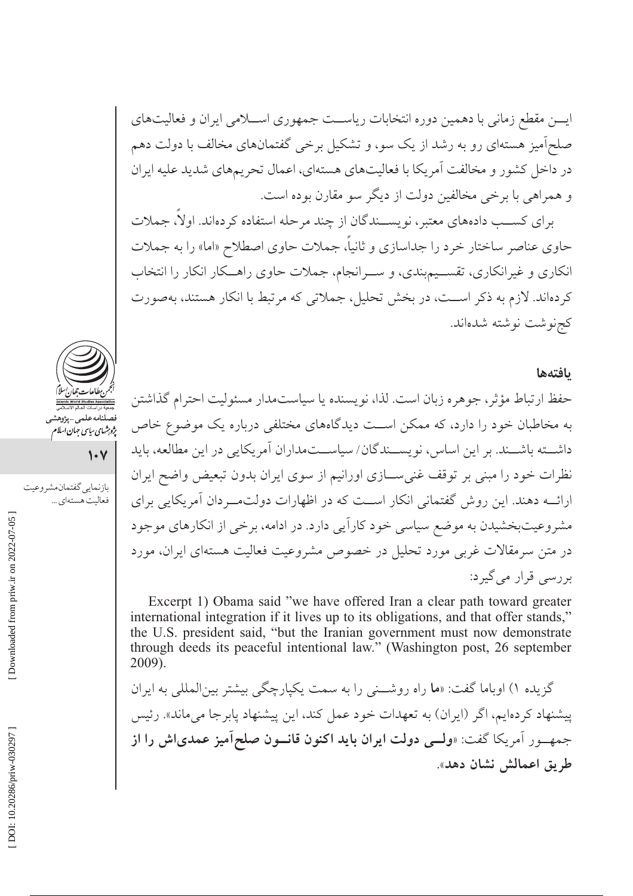ایــن مقطع زمانی با دهمین دوره انتخابات ریاســت جمهوری اســلامی ایران و فعالیت‌های صلح‌آمیز هسته‌ای رو به رشد از یک سو، و تشکیل برخی گفتمان‌های مخالف با دولت دهم در داخل کشور و مخالفت آمریکا با فعالیت‌های هسته‌ای، اعمال تحریم‌های شدید علیه ایران و همراهی با برخی مخالفین دولت از دیگر سو مقارن بوده است.

برای کســب داده‌های معتبر، نویســندگان از چند مرحله استفاده کرده‌اند. اولاً، جملات حاوی عناصر ساختار خرد را جداسازی و ثانیاً، جملات حاوی اصطلاح «اما» را به جملات انکاری و غیرانکاری، تقســیم‌بندی، و ســرانجام، جملات حاوی راهــکار انکار را انتخاب کرده‌اند. لازم به ذکر اســت، در بخش تحلیل، جملاتی که مرتبط با انکار هستند، به‌صورت کج‌نوشت نوشته شده‌اند.

### یافته‌ها

حفظ ارتباط مؤثر، جوهره زبان است. لذا، نویسنده یا سیاست‌مدار مسئولیت احترام گذاشتن به مخاطبان خود را دارد، که ممکن اســت دیدگاه‌های مختلفی درباره یک موضوع خاص داشــته باشــند. بر این اساس، نویســندگان/ سیاســت‌مداران آمریکایی در این مطالعه، باید نظرات خود را مبنی بر توقف غنی‌ســازی اورانیم از سوی ایران بدون تبعیض واضح ایران ارائــه دهند. این روش گفتمانی انکار اســت که در اظهارات دولت‌مــردان آمریکایی برای مشروعیت‌بخشیدن به موضع سیاسی خود کارآیی دارد. در ادامه، برخی از انکارهای موجود در متن سرمقالات غربی مورد تحلیل در خصوص مشروعیت فعالیت هسته‌ای ایران، مورد بررسی قرار می‌گیرد:

Excerpt 1) Obama said "we have offered Iran a clear path toward greater international integration if it lives up to its obligations, and that offer stands," the U.S. president said, "but the Iranian government must now demonstrate through deeds its peaceful intentional law." (Washington post, 26 september 2009).

گزیده ۱) اوباما گفت: «**ما** راه روشــنی را به سمت یکپارچگی بیشتر بین‌المللی به ایران پیشنهاد کرده‌ایم، اگر (ایران) به تعهدات خود عمل کند، این پیشنهاد پابرجا می‌ماند». رئیس جمهــور آمریکا گفت: «**ولــی دولت ایران باید اکنون قانــون صلح‌آمیز عمدی‌اش را از طریق اعمالش نشان دهد**».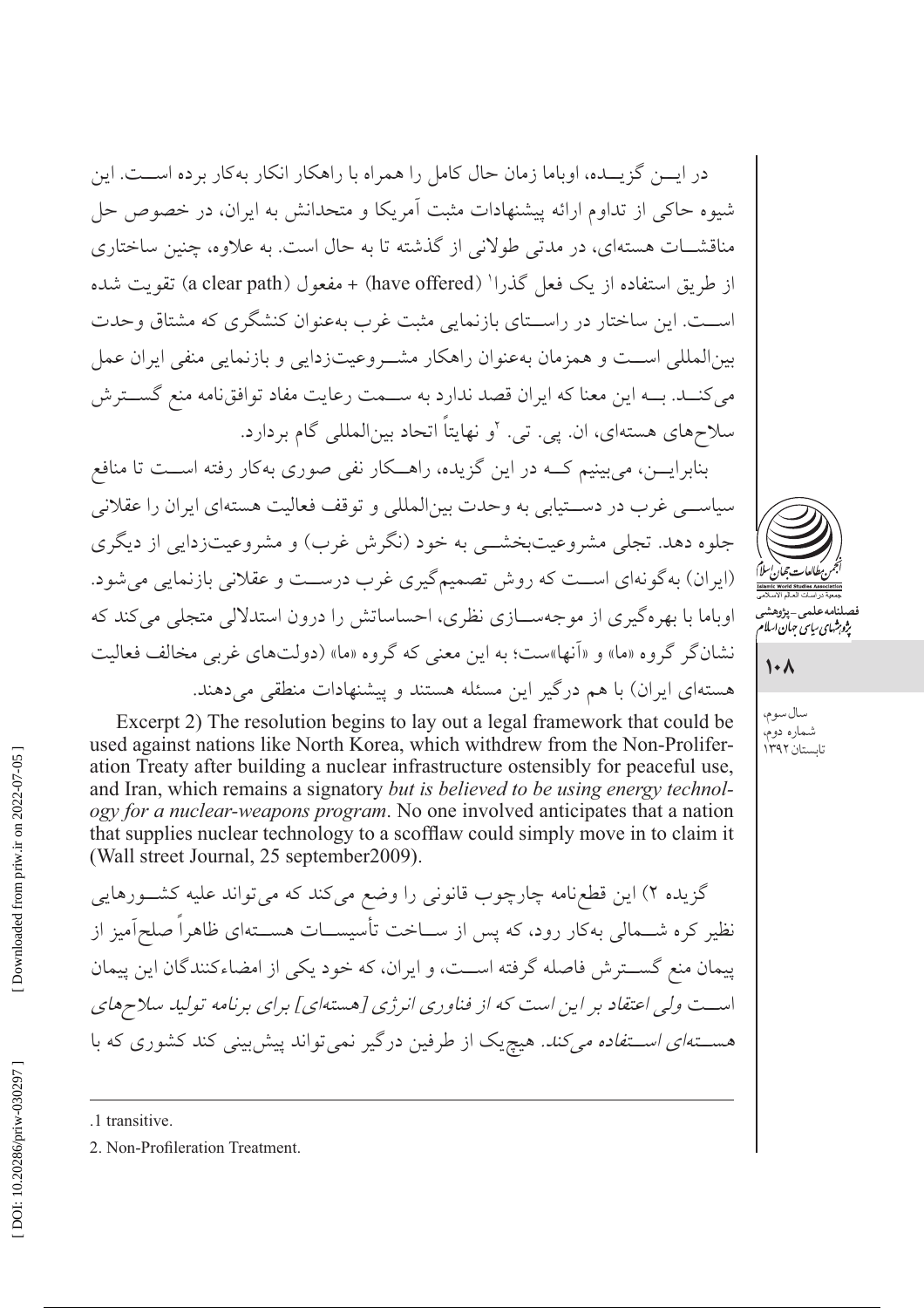در ایـــن گزیـــده، اوباما زمان حال کامل را همراه با راهکار انکار به‌کار برده اســـت. این شیوه حاکی از تداوم ارائه پیشنهادات مثبت آمریکا و متحدانش به ایران، در خصوص حل مناقشـــات هسته‌ای، در مدتی طولانی از گذشته تا به حال است. به علاوه، چنین ساختاری از طریق استفاده از یک فعل گذرا[1] (have offered) + مفعول (a clear path) تقویت شده اســـت. این ساختار در راســـتای بازنمایی مثبت غرب به‌عنوان کنشگری که مشتاق وحدت بین‌المللی اســـت و همزمان به‌عنوان راهکار مشـــروعیت‌زدایی و بازنمایی منفی ایران عمل می‌کنـــد. بـــه این معنا که ایران قصد ندارد به ســـمت رعایت مفاد توافق‌نامه منع گســـترش سلاح‌های هسته‌ای، ان. پی. تی.[2] و نهایتاً اتحاد بین‌المللی گام بردارد.

بنابرایـــن، می‌بینیم کـــه در این گزیده، راهـــکار نفی صوری به‌کار رفته اســـت تا منافع سیاســـی غرب در دســـتیابی به وحدت بین‌المللی و توقف فعالیت هسته‌ای ایران را عقلانی جلوه دهد. تجلی مشروعیت‌بخشـــی به خود (نگرش غرب) و مشروعیت‌زدایی از دیگری (ایران) به‌گونه‌ای اســـت که روش تصمیم‌گیری غرب درســـت و عقلانی بازنمایی می‌شود. اوباما با بهره‌گیری از موجه‌ســـازی نظری، احساساتش را درون استدلالی متجلی می‌کند که نشان‌گر گروه «ما» و «آنها»ست؛ به این معنی که گروه «ما» (دولت‌های غربی مخالف فعالیت هسته‌ای ایران) با هم درگیر این مسئله هستند و پیشنهادات منطقی می‌دهند.

Excerpt 2) The resolution begins to lay out a legal framework that could be used against nations like North Korea, which withdrew from the Non-Proliferation Treaty after building a nuclear infrastructure ostensibly for peaceful use, and Iran, which remains a signatory *but is believed to be using energy technology for a nuclear-weapons program*. No one involved anticipates that a nation that supplies nuclear technology to a scofflaw could simply move in to claim it (Wall street Journal, 25 september2009).

گزیده ۲) این قطع‌نامه چارچوب قانونی را وضع می‌کند که می‌تواند علیه کشـــورهایی نظیر کره شـــمالی به‌کار رود، که پس از ســـاخت تأسیســـات هســـته‌ای ظاهراً صلح‌آمیز از پیمان منع گســـترش فاصله گرفته اســـت، و ایران، که خود یکی از امضاءکنندگان این پیمان اســـت *ولی اعتقاد بر این است که از فناوری انرژی [هسته‌ای] برای برنامه تولید سلاح‌های هســـته‌ای اســـتفاده می‌کند*. هیچ‌یک از طرفین درگیر نمی‌تواند پیش‌بینی کند کشوری که با

---

1. transitive.

2. Non-Profileration Treatment.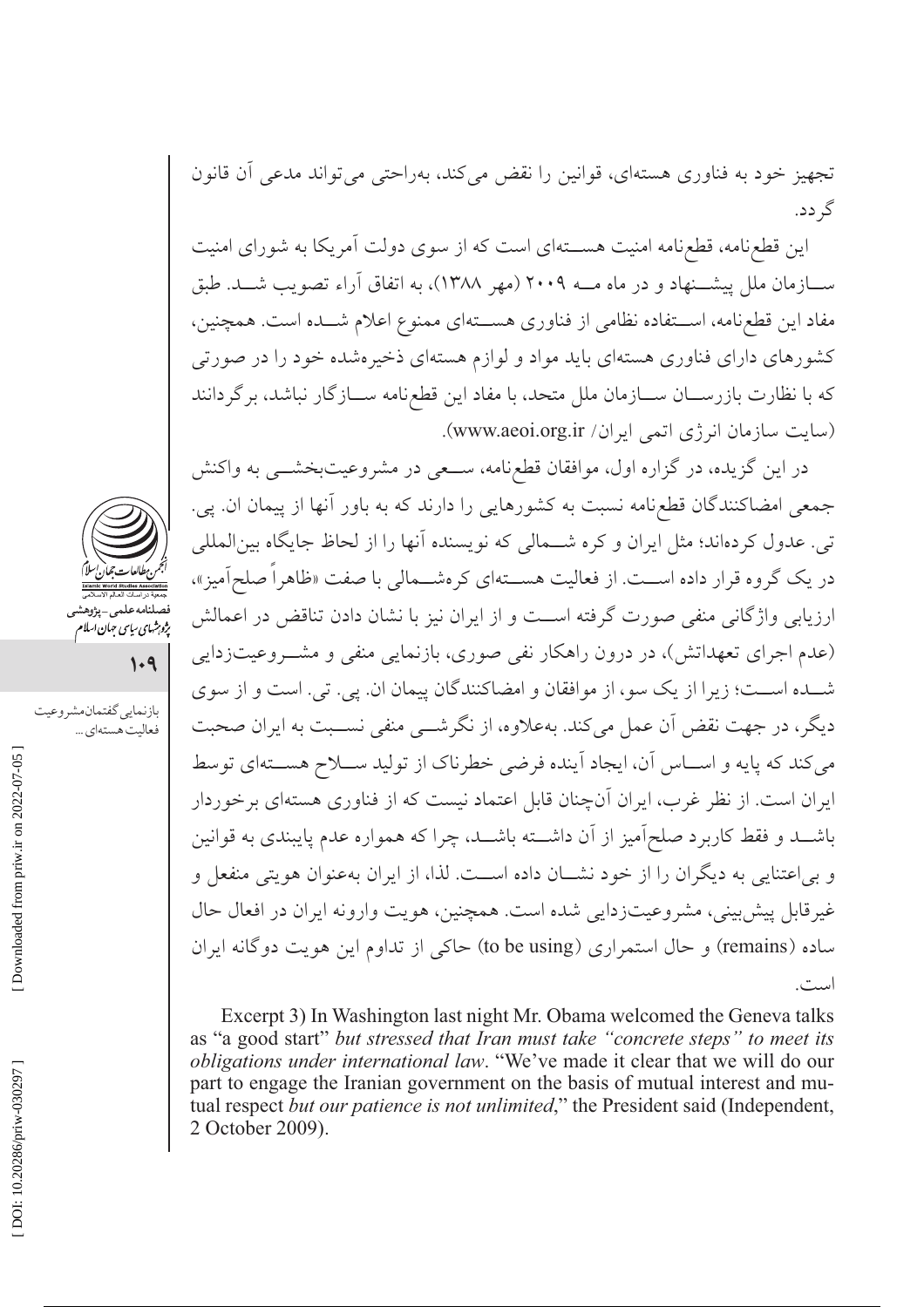تجهیز خود به فناوری هسته‌ای، قوانین را نقض می‌کند، به‌راحتی می‌تواند مدعی آن قانون گردد.

این قطع‌نامه، قطع‌نامه امنیت هسته‌ای است که از سوی دولت آمریکا به شورای امنیت سازمان ملل پیشنهاد و در ماه مه ۲۰۰۹ (مهر ۱۳۸۸)، به اتفاق آراء تصویب شد. طبق مفاد این قطع‌نامه، استفاده نظامی از فناوری هسته‌ای ممنوع اعلام شده است. همچنین، کشورهای دارای فناوری هسته‌ای باید مواد و لوازم هسته‌ای ذخیره‌شده خود را در صورتی که با نظارت بازرسان سازمان ملل متحد، با مفاد این قطع‌نامه سازگار نباشد، برگردانند (سایت سازمان انرژی اتمی ایران/ www.aeoi.org.ir).

در این گزیده، در گزاره اول، موافقان قطع‌نامه، سعی در مشروعیت‌بخشی به واکنش جمعی امضاکنندگان قطع‌نامه نسبت به کشورهایی را دارند که به باور آنها از پیمان ان. پی. تی. عدول کرده‌اند؛ مثل ایران و کره شمالی که نویسنده آنها را از لحاظ جایگاه بین‌المللی در یک گروه قرار داده است. از فعالیت هسته‌ای کره‌شمالی با صفت «ظاهراً صلح‌آمیز»، ارزیابی واژگانی منفی صورت گرفته است و از ایران نیز با نشان دادن تناقض در اعمالش (عدم اجرای تعهداتش)، در درون راهکار نفی صوری، بازنمایی منفی و مشروعیت‌زدایی شده است؛ زیرا از یک سو، از موافقان و امضاکنندگان پیمان ان. پی. تی. است و از سوی دیگر، در جهت نقض آن عمل می‌کند. به‌علاوه، از نگرشی منفی نسبت به ایران صحبت می‌کند که پایه و اساس آن، ایجاد آینده فرضی خطرناک از تولید سلاح هسته‌ای توسط ایران است. از نظر غرب، ایران آن‌چنان قابل اعتماد نیست که از فناوری هسته‌ای برخوردار باشد و فقط کاربرد صلح‌آمیز از آن داشته باشد، چرا که همواره عدم پایبندی به قوانین و بی‌اعتنایی به دیگران را از خود نشان داده است. لذا، از ایران به‌عنوان هویتی منفعل و غیرقابل پیش‌بینی، مشروعیت‌زدایی شده است. همچنین، هویت وارونه ایران در افعال حال ساده (remains) و حال استمراری (to be using) حاکی از تداوم این هویت دوگانه ایران است.

Excerpt 3) In Washington last night Mr. Obama welcomed the Geneva talks as "a good start" *but stressed that Iran must take "concrete steps" to meet its obligations under international law*. "We've made it clear that we will do our part to engage the Iranian government on the basis of mutual interest and mutual respect *but our patience is not unlimited*," the President said (Independent, 2 October 2009).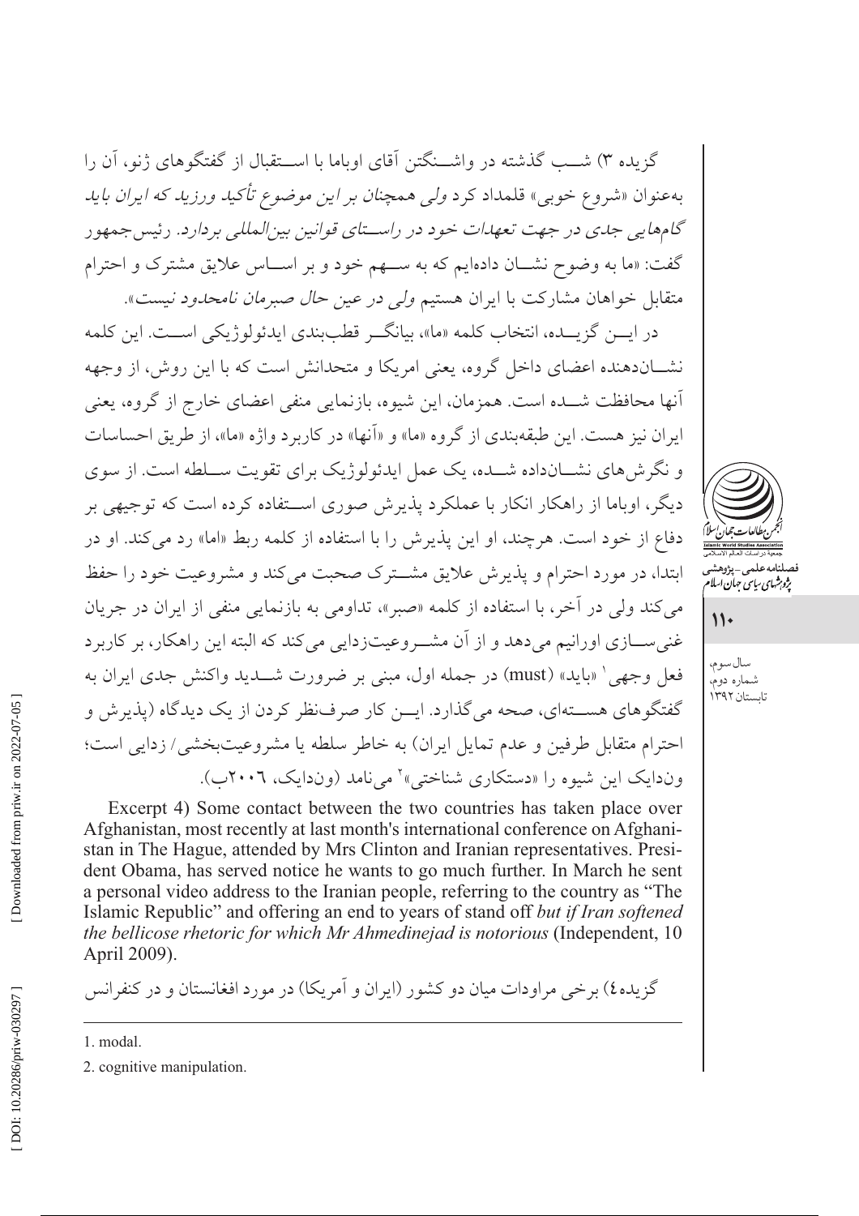گزیده ۳) شب گذشته در واشنگتن آقای اوباما با استقبال از گفتگوهای ژنو، آن را به‌عنوان «شروع خوبی» قلمداد کرد *ولی همچنان بر این موضوع تأکید ورزید که ایران باید گام‌هایی جدی در جهت تعهدات خود در راستای قوانین بین‌المللی بردارد*. رئیس‌جمهور گفت: «ما به وضوح نشان داده‌ایم که به سهم خود و بر اساس علایق مشترک و احترام متقابل خواهان مشارکت با ایران هستیم *ولی در عین حال صبرمان نامحدود نیست*».

در این گزیده، انتخاب کلمه «ما»، بیانگر قطب‌بندی ایدئولوژیکی است. این کلمه نشان‌دهنده اعضای داخل گروه، یعنی امریکا و متحدانش است که با این روش، از وجهه آنها محافظت شده است. همزمان، این شیوه، بازنمایی منفی اعضای خارج از گروه، یعنی ایران نیز هست. این طبقه‌بندی از گروه «ما» و «آنها» در کاربرد واژه «ما»، از طریق احساسات و نگرش‌های نشان‌داده شده، یک عمل ایدئولوژیک برای تقویت سلطه است. از سوی دیگر، اوباما از راهکار انکار با عملکرد پذیرش صوری استفاده کرده است که توجیهی بر دفاع از خود است. هرچند، او این پذیرش را با استفاده از کلمه ربط «اما» رد می‌کند. او در ابتدا، در مورد احترام و پذیرش علایق مشترک صحبت می‌کند و مشروعیت خود را حفظ می‌کند ولی در آخر، با استفاده از کلمه «صبر»، تداومی به بازنمایی منفی از ایران در جریان غنی‌سازی اورانیم می‌دهد و از آن مشروعیت‌زدایی می‌کند که البته این راهکار، بر کاربرد فعل وجهی[1] «باید» (must) در جمله اول، مبنی بر ضرورت شدید واکنش جدی ایران به گفتگوهای هسته‌ای، صحه می‌گذارد. این کار صرف‌نظر کردن از یک دیدگاه (پذیرش و احترام متقابل طرفین و عدم تمایل ایران) به خاطر سلطه یا مشروعیت‌بخشی/ زدایی است؛ ون‌دایک این شیوه را «دستکاری شناختی»[2] می‌نامد (ون‌دایک، ۲۰۰۶ب).

Excerpt 4) Some contact between the two countries has taken place over Afghanistan, most recently at last month's international conference on Afghanistan in The Hague, attended by Mrs Clinton and Iranian representatives. President Obama, has served notice he wants to go much further. In March he sent a personal video address to the Iranian people, referring to the country as "The Islamic Republic" and offering an end to years of stand off *but if Iran softened the bellicose rhetoric for which Mr Ahmedinejad is notorious* (Independent, 10 April 2009).

گزیده٤) برخی مراودات میان دو کشور (ایران و آمریکا) در مورد افغانستان و در کنفرانس

---

1. modal.

2. cognitive manipulation.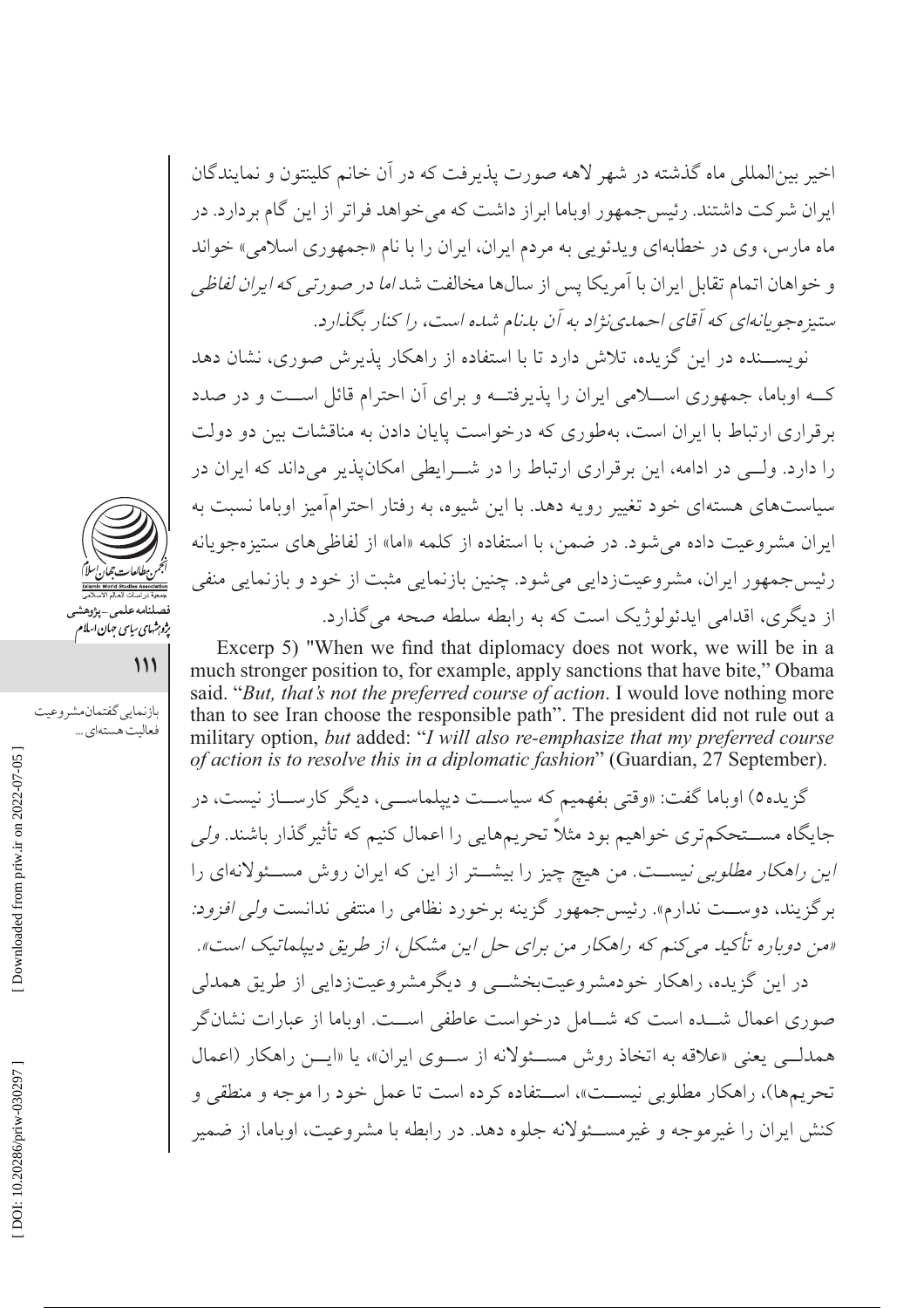اخیر بین‌المللی ماه گذشته در شهر لاهه صورت پذیرفت که در آن خانم کلینتون و نمایندگان ایران شرکت داشتند. رئیس‌جمهور اوباما ابراز داشت که می‌خواهد فراتر از این گام بردارد. در ماه مارس، وی در خطابه‌ای ویدئویی به مردم ایران، ایران را با نام «جمهوری اسلامی» خواند و خواهان اتمام تقابل ایران با آمریکا پس از سال‌ها مخالفت شد *اما در صورتی که ایران لفاظی ستیزه‌جویانه‌ای که آقای احمدی‌نژاد به آن بدنام شده است، را کنار بگذارد.*

نویســنده در این گزیده، تلاش دارد تا با استفاده از راهکار پذیرش صوری، نشان دهد کــه اوباما، جمهوری اســلامی ایران را پذیرفتــه و برای آن احترام قائل اســت و در صدد برقراری ارتباط با ایران است، به‌طوری که درخواست پایان دادن به مناقشات بین دو دولت را دارد. ولــی در ادامه، این برقراری ارتباط را در شــرایطی امکان‌پذیر می‌داند که ایران در سیاست‌های هسته‌ای خود تغییر رویه دهد. با این شیوه، به رفتار احترام‌آمیز اوباما نسبت به ایران مشروعیت داده می‌شود. در ضمن، با استفاده از کلمه «اما» از لفاظی‌های ستیزه‌جویانه رئیس‌جمهور ایران، مشروعیت‌زدایی می‌شود. چنین بازنمایی مثبت از خود و بازنمایی منفی از دیگری، اقدامی ایدئولوژیک است که به رابطه سلطه صحه می‌گذارد.

Excerp 5) "When we find that diplomacy does not work, we will be in a much stronger position to, for example, apply sanctions that have bite," Obama said. "*But, that's not the preferred course of action*. I would love nothing more than to see Iran choose the responsible path". The president did not rule out a military option, *but* added: "*I will also re-emphasize that my preferred course of action is to resolve this in a diplomatic fashion*" (Guardian, 27 September).

گزیده۵) اوباما گفت: «وقتی بفهمیم که سیاســت دیپلماســی، دیگر کارســاز نیست، در جایگاه مســتحکم‌تری خواهیم بود مثلاً تحریم‌هایی را اعمال کنیم که تأثیرگذار باشند. *ولی این راهکار مطلوبی نیســت.* من هیچ چیز را بیشــتر از این که ایران روش مســئولانه‌ای را برگزیند، دوســت ندارم». رئیس‌جمهور گزینه برخورد نظامی را منتفی ندانست *ولی افزود: «من دوباره تأکید می‌کنم که راهکار من برای حل این مشکل، از طریق دیپلماتیک است».*

در این گزیده، راهکار خودمشروعیت‌بخشــی و دیگرمشروعیت‌زدایی از طریق همدلی صوری اعمال شــده است که شــامل درخواست عاطفی اســت. اوباما از عبارات نشان‌گر همدلــی یعنی «علاقه به اتخاذ روش مســئولانه از ســوی ایران»، یا «ایــن راهکار (اعمال تحریم‌ها)، راهکار مطلوبی نیســت»، اســتفاده کرده است تا عمل خود را موجه و منطقی و کنش ایران را غیرموجه و غیرمســئولانه جلوه دهد. در رابطه با مشروعیت، اوباما، از ضمیر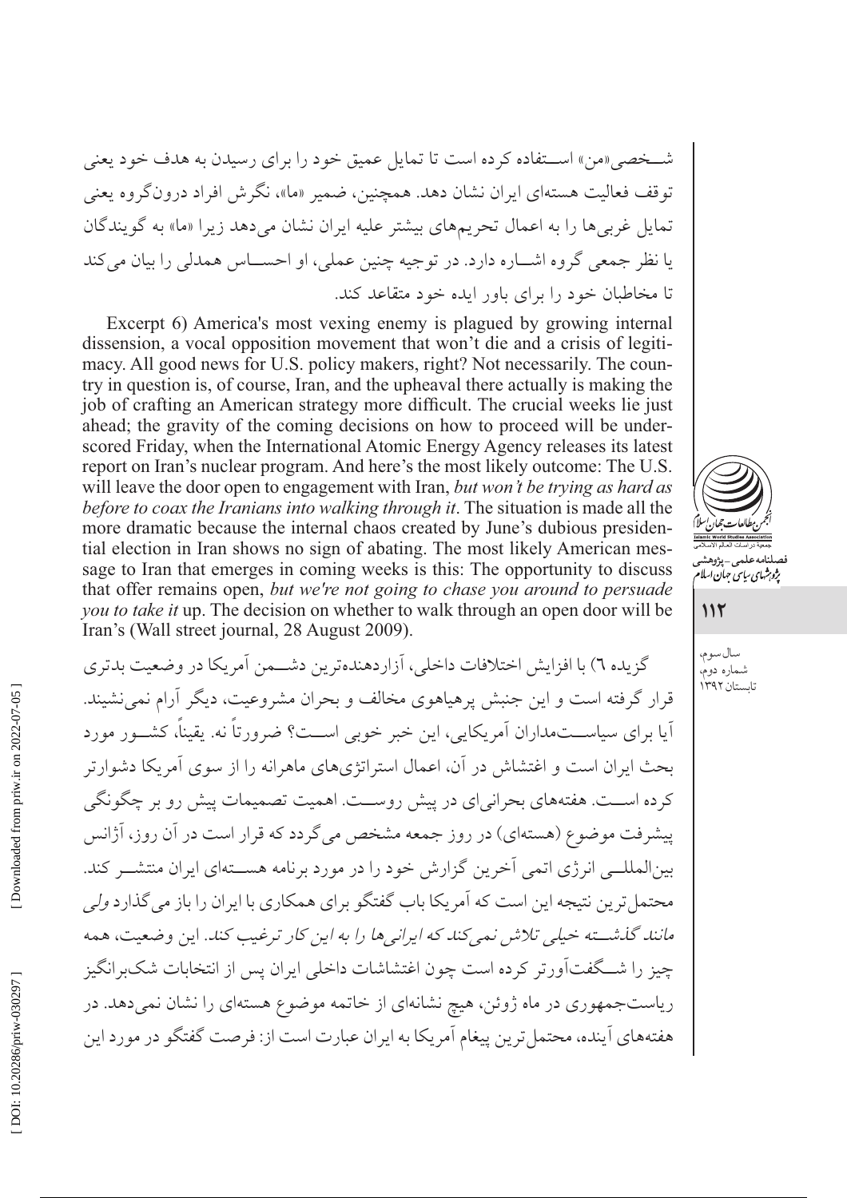شــخصی«من» اســتفاده کرده است تا تمایل عمیق خود را برای رسیدن به هدف خود یعنی توقف فعالیت هسته‌ای ایران نشان دهد. همچنین، ضمیر «ما»، نگرش افراد درون‌گروه یعنی تمایل غربی‌ها را به اعمال تحریم‌های بیشتر علیه ایران نشان می‌دهد زیرا «ما» به گویندگان یا نظر جمعی گروه اشــاره دارد. در توجیه چنین عملی، او احســاس همدلی را بیان می‌کند تا مخاطبان خود را برای باور ایده خود متقاعد کند.

Excerpt 6) America's most vexing enemy is plagued by growing internal dissension, a vocal opposition movement that won't die and a crisis of legitimacy. All good news for U.S. policy makers, right? Not necessarily. The country in question is, of course, Iran, and the upheaval there actually is making the job of crafting an American strategy more difficult. The crucial weeks lie just ahead; the gravity of the coming decisions on how to proceed will be underscored Friday, when the International Atomic Energy Agency releases its latest report on Iran's nuclear program. And here's the most likely outcome: The U.S. will leave the door open to engagement with Iran, *but won't be trying as hard as before to coax the Iranians into walking through it*. The situation is made all the more dramatic because the internal chaos created by June's dubious presidential election in Iran shows no sign of abating. The most likely American message to Iran that emerges in coming weeks is this: The opportunity to discuss that offer remains open, *but we're not going to chase you around to persuade you to take it* up. The decision on whether to walk through an open door will be Iran's (Wall street journal, 28 August 2009).

گزیده ٦) با افزایش اختلافات داخلی، آزاردهنده‌ترین دشــمن آمریکا در وضعیت بدتری قرار گرفته است و این جنبش پرهیاهوی مخالف و بحران مشروعیت، دیگر آرام نمی‌نشیند. آیا برای سیاســت‌مداران آمریکایی، این خبر خوبی اســت؟ ضرورتاً نه. یقیناً، کشــور مورد بحث ایران است و اغتشاش در آن، اعمال استراتژی‌های ماهرانه را از سوی آمریکا دشوارتر کرده اســت. هفته‌های بحرانی‌ای در پیش روســت. اهمیت تصمیمات پیش رو بر چگونگی پیشرفت موضوع (هسته‌ای) در روز جمعه مشخص می‌گردد که قرار است در آن روز، آژانس بین‌المللــی انرژی اتمی آخرین گزارش خود را در مورد برنامه هســته‌ای ایران منتشــر کند. محتمل‌ترین نتیجه این است که آمریکا باب گفتگو برای همکاری با ایران را باز می‌گذارد *ولی مانند گذشــته خیلی تلاش نمی‌کند که ایرانی‌ها را به این کار ترغیب کند*. این وضعیت، همه چیز را شــگفت‌آورتر کرده است چون اغتشاشات داخلی ایران پس از انتخابات شک‌برانگیز ریاست‌جمهوری در ماه ژوئن، هیچ نشانه‌ای از خاتمه موضوع هسته‌ای را نشان نمی‌دهد. در هفته‌های آینده، محتمل‌ترین پیغام آمریکا به ایران عبارت است از: فرصت گفتگو در مورد این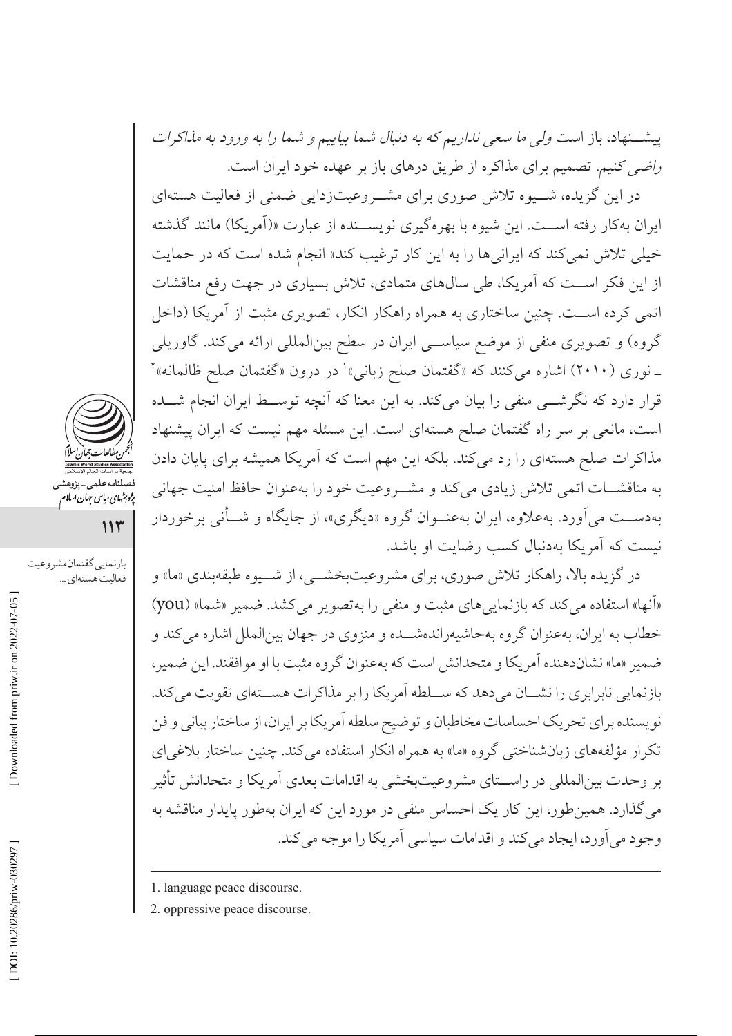پیشنهاد، باز است *ولی ما سعی نداریم که به دنبال شما بیاییم و شما را به ورود به مذاکرات راضی کنیم.* تصمیم برای مذاکره از طریق درهای باز بر عهده خود ایران است.

در این گزیده، شیوه تلاش صوری برای مشروعیت‌زدایی ضمنی از فعالیت هسته‌ای ایران به‌کار رفته است. این شیوه با بهره‌گیری نویسنده از عبارت «(آمریکا) مانند گذشته خیلی تلاش نمی‌کند که ایرانی‌ها را به این کار ترغیب کند» انجام شده است که در حمایت از این فکر است که آمریکا، طی سال‌های متمادی، تلاش بسیاری در جهت رفع مناقشات اتمی کرده است. چنین ساختاری به همراه راهکار انکار، تصویری مثبت از آمریکا (داخل گروه) و تصویری منفی از موضع سیاسی ایران در سطح بین‌المللی ارائه می‌کند. گاوریلی ـ نوری (۲۰۱۰) اشاره می‌کنند که «گفتمان صلح زبانی»[1] در درون «گفتمان صلح ظالمانه»[2] قرار دارد که نگرشی منفی را بیان می‌کند. به این معنا که آنچه توسط ایران انجام شده است، مانعی بر سر راه گفتمان صلح هسته‌ای است. این مسئله مهم نیست که ایران پیشنهاد مذاکرات صلح هسته‌ای را رد می‌کند. بلکه این مهم است که آمریکا همیشه برای پایان دادن به مناقشات اتمی تلاش زیادی می‌کند و مشروعیت خود را به‌عنوان حافظ امنیت جهانی به‌دست می‌آورد. به‌علاوه، ایران به‌عنوان گروه «دیگری»، از جایگاه و شأنی برخوردار نیست که آمریکا به‌دنبال کسب رضایت او باشد.

در گزیده بالا، راهکار تلاش صوری، برای مشروعیت‌بخشی، از شیوه طبقه‌بندی «ما» و «آنها» استفاده می‌کند که بازنمایی‌های مثبت و منفی را به‌تصویر می‌کشد. ضمیر «شما» (you) خطاب به ایران، به‌عنوان گروه به‌حاشیه‌رانده‌شده و منزوی در جهان بین‌الملل اشاره می‌کند و ضمیر «ما» نشان‌دهنده آمریکا و متحدانش است که به‌عنوان گروه مثبت با او موافقند. این ضمیر، بازنمایی نابرابری را نشان می‌دهد که سلطه آمریکا را بر مذاکرات هسته‌ای تقویت می‌کند. نویسنده برای تحریک احساسات مخاطبان و توضیح سلطه آمریکا بر ایران، از ساختار بیانی و فن تکرار مؤلفه‌های زبان‌شناختی گروه «ما» به همراه انکار استفاده می‌کند. چنین ساختار بلاغی‌ای بر وحدت بین‌المللی در راستای مشروعیت‌بخشی به اقدامات بعدی آمریکا و متحدانش تأثیر می‌گذارد. همین‌طور، این کار یک احساس منفی در مورد این که ایران به‌طور پایدار مناقشه به وجود می‌آورد، ایجاد می‌کند و اقدامات سیاسی آمریکا را موجه می‌کند.

---

1. language peace discourse.
2. oppressive peace discourse.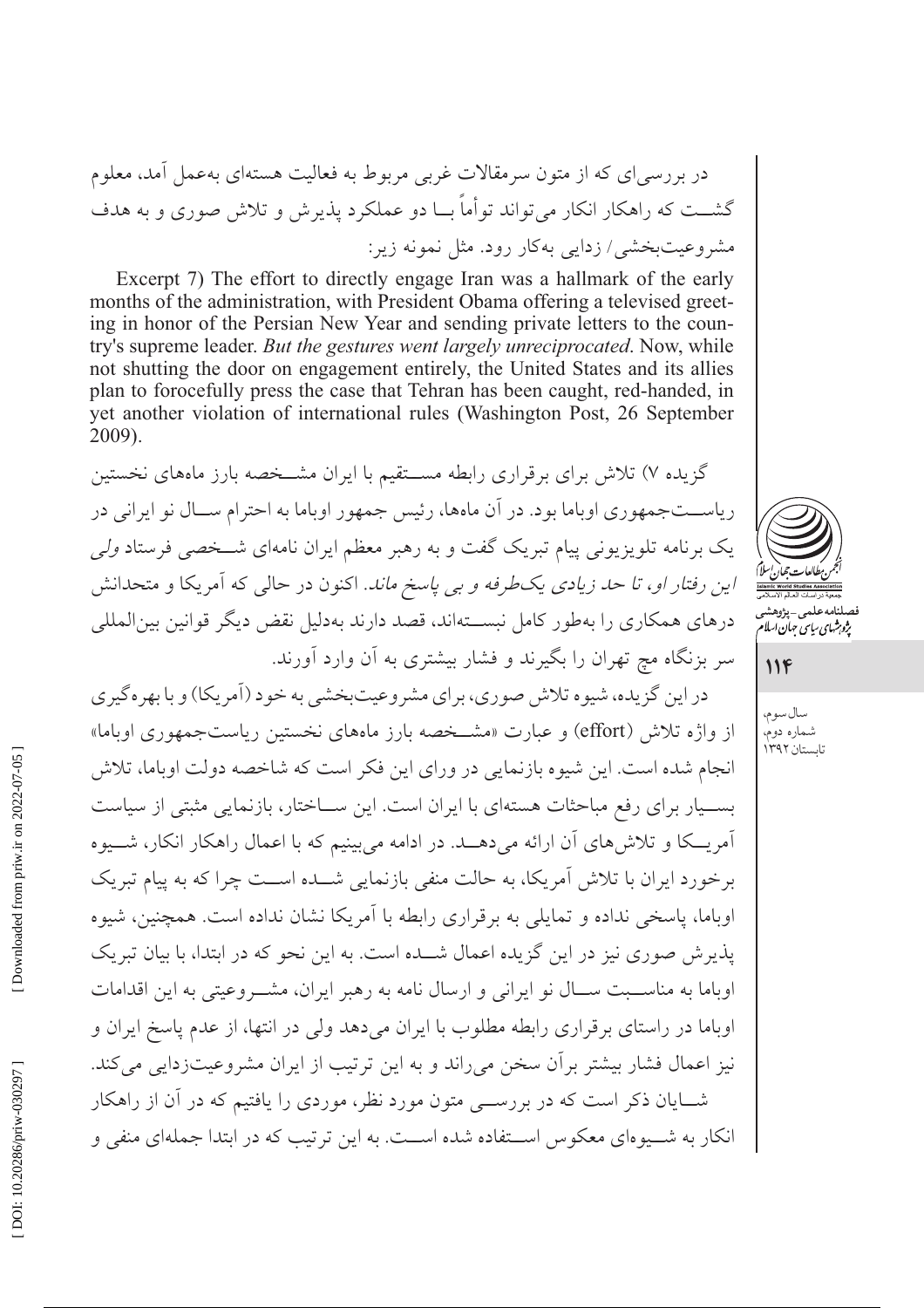در بررسی‌ای که از متون سرمقالات غربی مربوط به فعالیت هسته‌ای به‌عمل آمد، معلوم گشت که راهکار انکار می‌تواند توأماً بـا دو عملکرد پذیرش و تلاش صوری و به هدف مشروعیت‌بخشی/ زدایی به‌کار رود. مثل نمونه زیر:

Excerpt 7) The effort to directly engage Iran was a hallmark of the early months of the administration, with President Obama offering a televised greeting in honor of the Persian New Year and sending private letters to the country's supreme leader. *But the gestures went largely unreciprocated.* Now, while not shutting the door on engagement entirely, the United States and its allies plan to forocefully press the case that Tehran has been caught, red-handed, in yet another violation of international rules (Washington Post, 26 September 2009).

گزیده ۷) تلاش برای برقراری رابطه مستقیم با ایران مشخصه بارز ماه‌های نخستین ریاست‌جمهوری اوباما بود. در آن ماه‌ها، رئیس جمهور اوباما به احترام سال نو ایرانی در یک برنامه تلویزیونی پیام تبریک گفت و به رهبر معظم ایران نامه‌ای شخصی فرستاد *ولی این رفتار او، تا حد زیادی یک‌طرفه و بی پاسخ ماند.* اکنون در حالی که آمریکا و متحدانش درهای همکاری را به‌طور کامل نبسته‌اند، قصد دارند به‌دلیل نقض دیگر قوانین بین‌المللی سر بزنگاه مچ تهران را بگیرند و فشار بیشتری به آن وارد آورند.

در این گزیده، شیوه تلاش صوری، برای مشروعیت‌بخشی به خود (آمریکا) و با بهره‌گیری از واژه تلاش (effort) و عبارت «مشخصه بارز ماه‌های نخستین ریاست‌جمهوری اوباما» انجام شده است. این شیوه بازنمایی در ورای این فکر است که شاخصه دولت اوباما، تلاش بسیار برای رفع مباحثات هسته‌ای با ایران است. این ساختار، بازنمایی مثبتی از سیاست آمریکا و تلاش‌های آن ارائه می‌دهد. در ادامه می‌بینیم که با اعمال راهکار انکار، شیوه برخورد ایران با تلاش آمریکا، به حالت منفی بازنمایی شده است چرا که به پیام تبریک اوباما، پاسخی نداده و تمایلی به برقراری رابطه با آمریکا نشان نداده است. همچنین، شیوه پذیرش صوری نیز در این گزیده اعمال شده است. به این نحو که در ابتدا، با بیان تبریک اوباما به مناسبت سال نو ایرانی و ارسال نامه به رهبر ایران، مشروعیتی به این اقدامات اوباما در راستای برقراری رابطه مطلوب با ایران می‌دهد ولی در انتها، از عدم پاسخ ایران و نیز اعمال فشار بیشتر برآن سخن می‌راند و به این ترتیب از ایران مشروعیت‌زدایی می‌کند.

شایان ذکر است که در بررسی متون مورد نظر، موردی را یافتیم که در آن از راهکار انکار به شیوه‌ای معکوس استفاده شده است. به این ترتیب که در ابتدا جمله‌ای منفی و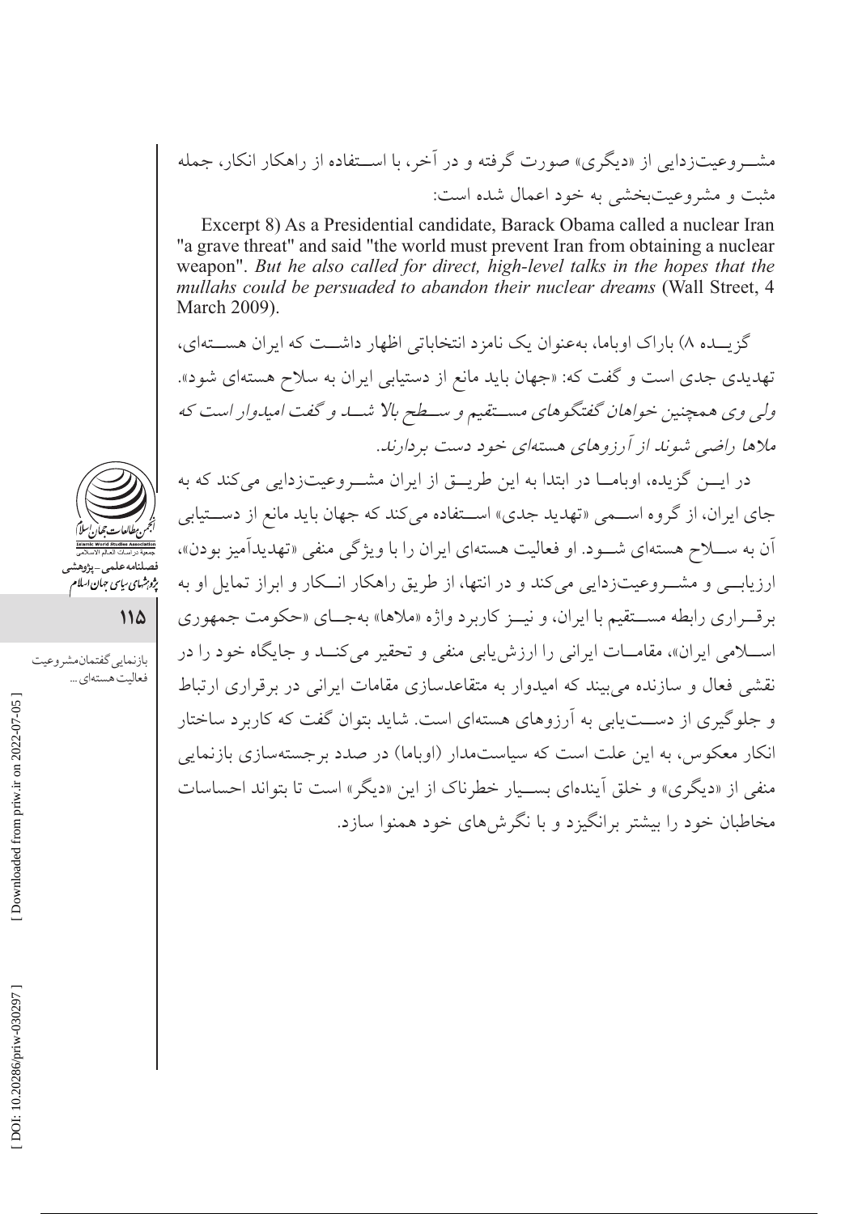مشـــروعیت‌زدایی از «دیگری» صورت گرفته و در آخر، با اســـتفاده از راهکار انکار، جمله مثبت و مشروعیت‌بخشی به خود اعمال شده است:

Excerpt 8) As a Presidential candidate, Barack Obama called a nuclear Iran "a grave threat" and said "the world must prevent Iran from obtaining a nuclear weapon". *But he also called for direct, high-level talks in the hopes that the mullahs could be persuaded to abandon their nuclear dreams* (Wall Street, 4 March 2009).

گزیـــده ۸) باراک اوباما، به‌عنوان یک نامزد انتخاباتی اظهار داشـــت که ایران هســـته‌ای، تهدیدی جدی است و گفت که: «جهان باید مانع از دستیابی ایران به سلاح هسته‌ای شود». *ولی وی همچنین خواهان گفتگوهای مســـتقیم و ســـطح بالا شـــد و گفت امیدوار است که ملاها راضی شوند از آرزوهای هسته‌ای خود دست بردارند.*

در ایـــن گزیده، اوبامـــا در ابتدا به این طریـــق از ایران مشـــروعیت‌زدایی می‌کند که به جای ایران، از گروه اســـمی «تهدید جدی» اســـتفاده می‌کند که جهان باید مانع از دســـتیابی آن به ســـلاح هسته‌ای شـــود. او فعالیت هسته‌ای ایران را با ویژگی منفی «تهدیدآمیز بودن»، ارزیابـــی و مشـــروعیت‌زدایی می‌کند و در انتها، از طریق راهکار انـــکار و ابراز تمایل او به برقـــراری رابطه مســـتقیم با ایران، و نیـــز کاربرد واژه «ملاها» به‌جـــای «حکومت جمهوری اســـلامی ایران»، مقامـــات ایرانی را ارزش‌یابی منفی و تحقیر می‌کنـــد و جایگاه خود را در نقشی فعال و سازنده می‌بیند که امیدوار به متقاعدسازی مقامات ایرانی در برقراری ارتباط و جلوگیری از دســـت‌یابی به آرزوهای هسته‌ای است. شاید بتوان گفت که کاربرد ساختار انکار معکوس، به این علت است که سیاست‌مدار (اوباما) در صدد برجسته‌سازی بازنمایی منفی از «دیگری» و خلق آینده‌ای بســـیار خطرناک از این «دیگر» است تا بتواند احساسات مخاطبان خود را بیشتر برانگیزد و با نگرش‌های خود همنوا سازد.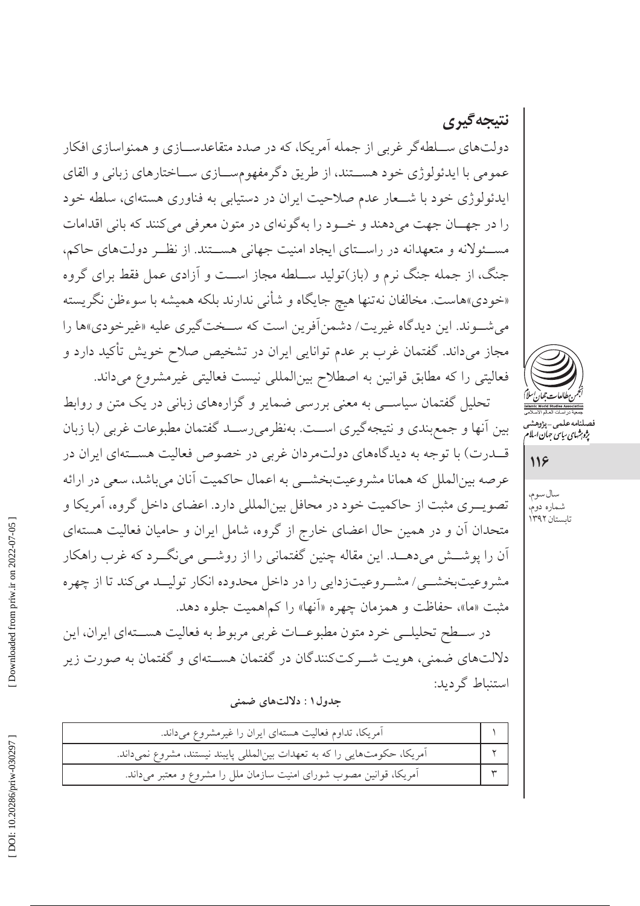## نتیجه‌گیری

دولت‌های سلطه‌گر غربی از جمله آمریکا، که در صدد متقاعدسازی و همنواسازی افکار عمومی با ایدئولوژی خود هستند، از طریق دگرمفهوم‌سازی ساختارهای زبانی و القای ایدئولوژی خود با شعار عدم صلاحیت ایران در دستیابی به فناوری هسته‌ای، سلطه خود را در جهان جهت می‌دهند و خود را به‌گونه‌ای در متون معرفی می‌کنند که بانی اقدامات مسئولانه و متعهدانه در راستای ایجاد امنیت جهانی هستند. از نظر دولت‌های حاکم، جنگ، از جمله جنگ نرم و (باز)تولید سلطه مجاز است و آزادی عمل فقط برای گروه «خودی»هاست. مخالفان نه‌تنها هیچ جایگاه و شأنی ندارند بلکه همیشه با سوءظن نگریسته می‌شوند. این دیدگاه غیریت/ دشمن‌آفرین است که سخت‌گیری علیه «غیرخودی»ها را مجاز می‌داند. گفتمان غرب بر عدم توانایی ایران در تشخیص صلاح خویش تأکید دارد و فعالیتی را که مطابق قوانین به اصطلاح بین‌المللی نیست فعالیتی غیرمشروع می‌داند.

تحلیل گفتمان سیاسی به معنی بررسی ضمایر و گزاره‌های زبانی در یک متن و روابط بین آنها و جمع‌بندی و نتیجه‌گیری است. به‌نظرمی‌رسد گفتمان مطبوعات غربی (با زبان قدرت) با توجه به دیدگاه‌های دولت‌مردان غربی در خصوص فعالیت هسته‌ای ایران در عرصه بین‌الملل که همانا مشروعیت‌بخشی به اعمال حاکمیت آنان می‌باشد، سعی در ارائه تصویری مثبت از حاکمیت خود در محافل بین‌المللی دارد. اعضای داخل گروه، آمریکا و متحدان آن و در همین حال اعضای خارج از گروه، شامل ایران و حامیان فعالیت هسته‌ای آن را پوشش می‌دهد. این مقاله چنین گفتمانی را از روشی می‌نگرد که غرب راهکار مشروعیت‌بخشی/ مشروعیت‌زدایی را در داخل محدوده انکار تولید می‌کند تا از چهره مثبت «ما»، حفاظت و همزمان چهره «آنها» را کم‌اهمیت جلوه دهد.

در سطح تحلیلی خرد متون مطبوعات غربی مربوط به فعالیت هسته‌ای ایران، این دلالت‌های ضمنی، هویت شرکت‌کنندگان در گفتمان هسته‌ای و گفتمان به صورت زیر استنباط گردید:

**جدول۱ : دلالت‌های ضمنی**

| ردیف | دلالت |
|---|---|
| ۱ | آمریکا، تداوم فعالیت هسته‌ای ایران را غیرمشروع می‌داند. |
| ۲ | آمریکا، حکومت‌هایی را که به تعهدات بین‌المللی پایبند نیستند، مشروع نمی‌داند. |
| ۳ | آمریکا، قوانین مصوب شورای امنیت سازمان ملل را مشروع و معتبر می‌داند. |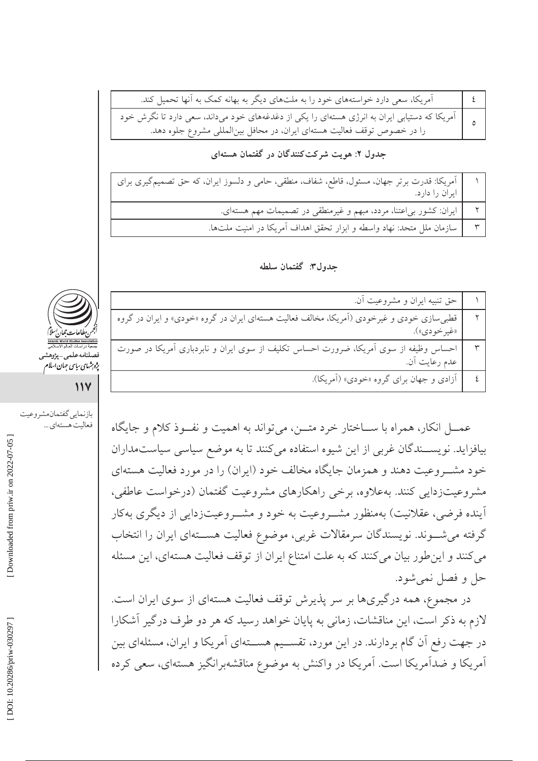| ٤ | آمریکا، سعی دارد خواسته‌های خود را به ملت‌های دیگر به بهانه کمک به آنها تحمیل کند. |
|---|---|
| ٥ | آمریکا که دستیابی ایران به انرژی هسته‌ای را یکی از دغدغه‌های خود می‌داند، سعی دارد تا نگرش خود را در خصوص توقف فعالیت هسته‌ای ایران، در محافل بین‌المللی مشروع جلوه دهد. |

**جدول ۲: هویت شرکت‌کنندگان در گفتمان هسته‌ای**

| ۱ | آمریکا: قدرت برتر جهان، مسئول، قاطع، شفاف، منطقی، حامی و دلسوز ایران، که حق تصمیم‌گیری برای ایران را دارد. |
|---|---|
| ۲ | ایران: کشور بی‌اعتنا، مردد، مبهم و غیرمنطقی در تصمیمات مهم هسته‌ای. |
| ۳ | سازمان ملل متحد: نهاد واسطه و ابزار تحقق اهداف آمریکا در امنیت ملت‌ها. |

**جدول۳: گفتمان سلطه**

| ۱ | حق تنبیه ایران و مشروعیت آن. |
|---|---|
| ۲ | قطبی‌سازی خودی و غیرخودی (آمریکا، مخالف فعالیت هسته‌ای ایران در گروه «خودی» و ایران در گروه «غیرخودی»). |
| ۳ | احساس وظیفه از سوی آمریکا، ضرورت احساس تکلیف از سوی ایران و نابردباری آمریکا در صورت عدم رعایت آن. |
| ٤ | آزادی و جهان برای گروه «خودی» (آمریکا). |

عمـل انکار، همراه با سـاختار خرد متـن، می‌تواند به اهمیت و نفـوذ کلام و جایگاه بیافزاید. نویسـندگان غربی از این شیوه استفاده می‌کنند تا به موضع سیاسی سیاست‌مداران خود مشـروعیت دهند و همزمان جایگاه مخالف خود (ایران) را در مورد فعالیت هسته‌ای مشروعیت‌زدایی کنند. به‌علاوه، برخی راهکارهای مشروعیت گفتمان (درخواست عاطفی، آینده فرضی، عقلانیت) به‌منظور مشـروعیت به خود و مشـروعیت‌زدایی از دیگری به‌کار گرفته می‌شـوند. نویسندگان سرمقالات غربی، موضوع فعالیت هسـته‌ای ایران را انتخاب می‌کنند و این‌طور بیان می‌کنند که به علت امتناع ایران از توقف فعالیت هسته‌ای، این مسئله حل و فصل نمی‌شود.

در مجموع، همه درگیری‌ها بر سر پذیرش توقف فعالیت هسته‌ای از سوی ایران است. لازم به ذکر است، این مناقشات، زمانی به پایان خواهد رسید که هر دو طرف درگیر آشکارا در جهت رفع آن گام بردارند. در این مورد، تقسـیم هسـته‌ای آمریکا و ایران، مسئله‌ای بین آمریکا و ضدآمریکا است. آمریکا در واکنش به موضوع مناقشه‌برانگیز هسته‌ای، سعی کرده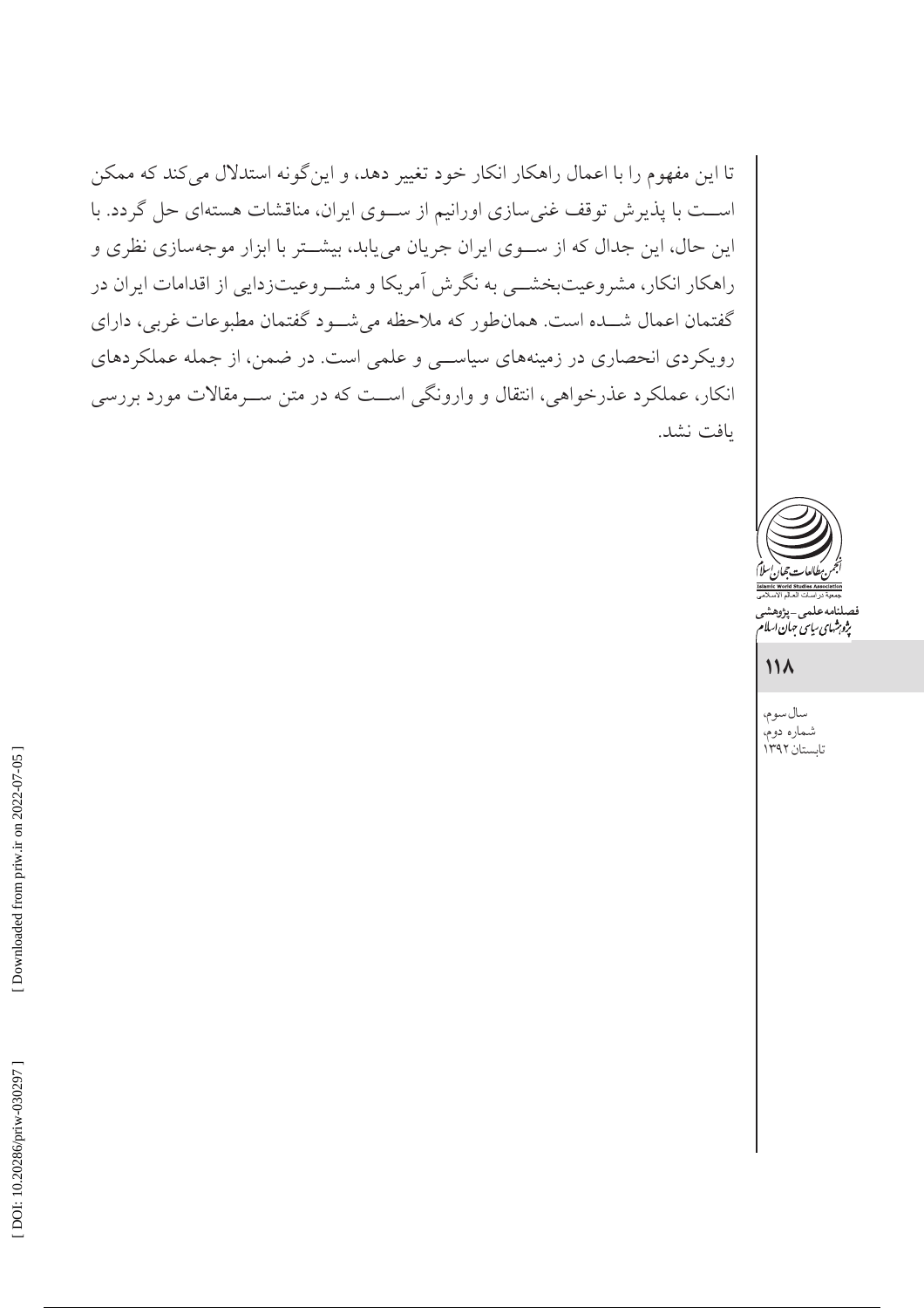تا این مفهوم را با اعمال راهکار انکار خود تغییر دهد، و این‌گونه استدلال می‌کند که ممکن است با پذیرش توقف غنی‌سازی اورانیم از سوی ایران، مناقشات هسته‌ای حل گردد. با این حال، این جدال که از سوی ایران جریان می‌یابد، بیشتر با ابزار موجه‌سازی نظری و راهکار انکار، مشروعیت‌بخشی به نگرش آمریکا و مشروعیت‌زدایی از اقدامات ایران در گفتمان اعمال شده است. همان‌طور که ملاحظه می‌شود گفتمان مطبوعات غربی، دارای رویکردی انحصاری در زمینه‌های سیاسی و علمی است. در ضمن، از جمله عملکردهای انکار، عملکرد عذرخواهی، انتقال و وارونگی است که در متن سرمقالات مورد بررسی یافت نشد.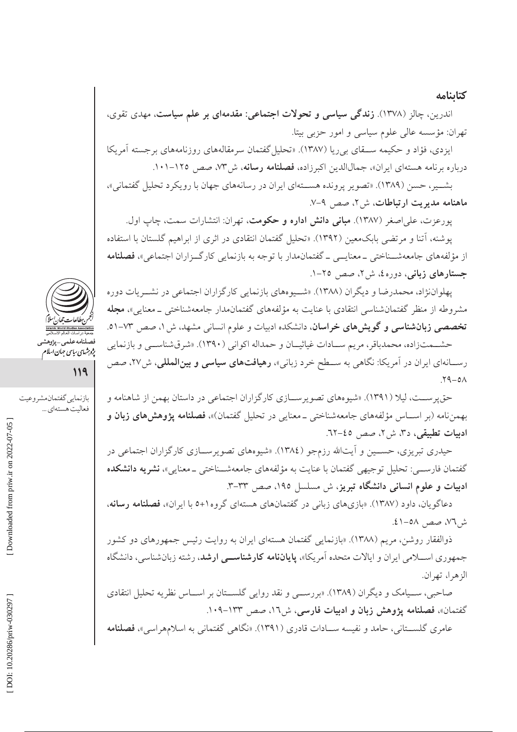## کتابنامه

اندرین، چالز (۱۳۷۸). **زندگی سیاسی و تحولات اجتماعی: مقدمه‌ای بر علم سیاست**، مهدی تقوی، تهران: مؤسسه عالی علوم سیاسی و امور حزبی بیتا.

ایزدی، فؤاد و حکیمه سقای بی‌ریا (۱۳۸۷). «تحلیل گفتمان سرمقاله‌های روزنامه‌های برجسته آمریکا درباره برنامه هسته‌ای ایران»، جمال‌الدین اکبرزاده، **فصلنامه رسانه**، ش۷۳، صص ۱۲۵-۱۰۱.

بشیر، حسن (۱۳۸۹). «تصویر پرونده هسته‌ای ایران در رسانه‌های جهان با رویکرد تحلیل گفتمانی»، **ماهنامه مدیریت ارتباطات**، ش۲، صص ۹-۷.

پورعزت، علی‌اصغر (۱۳۸۷). **مبانی دانش اداره و حکومت**، تهران: انتشارات سمت، چاپ اول.

پوشنه، آتنا و مرتضی بابک‌معین (۱۳۹۲). «تحلیل گفتمان انتقادی در اثری از ابراهیم گلستان با استفاده از مؤلفه‌های جامعه‌شناختی ـ معنایی ـ گفتمان‌مدار با توجه به بازنمایی کارگزاران اجتماعی»، **فصلنامه جستارهای زبانی**، دوره ٤، ش۲، صص ۲۵-۱.

پهلوان‌نژاد، محمدرضا و دیگران (۱۳۸۸). «شیوه‌های بازنمایی کارگزاران اجتماعی در نشریات دوره مشروطه از منظر گفتمان‌شناسی انتقادی با عنایت به مؤلفه‌های گفتمان‌مدار جامعه‌شناختی ـ معنایی»، **مجله تخصصی زبان‌شناسی و گویش‌های خراسان**، دانشکده ادبیات و علوم انسانی مشهد، ش۱، صص ۷۳-۵۱.

حشمت‌زاده، محمدباقر، مریم سادات غیاثیان و حمداله اکوانی (۱۳۹۰). «شرق‌شناسی و بازنمایی رسانه‌ای ایران در آمریکا: نگاهی به سطح خرد زبانی»، **رهیافت‌های سیاسی و بین‌المللی**، ش۲۷، صص ۵۸-۲۹.

حق‌پرست، لیلا (۱۳۹۱). «شیوه‌های تصویرسازی کارگزاران اجتماعی در داستان بهمن از شاهنامه و بهمن‌نامه (بر اساس مؤلفه‌های جامعه‌شناختی ـ معنایی در تحلیل گفتمان)»، **فصلنامه پژوهش‌های زبان و ادبیات تطبیقی**، د۳، ش۲، صص ٤٥-٦۲.

حیدری تبریزی، حسین و آیت‌الله رزم‌جو (۱۳۸٤). «شیوه‌های تصویرسازی کارگزاران اجتماعی در گفتمان فارسی: تحلیل توجیهی گفتمان با عنایت به مؤلفه‌های جامعه‌شناختی ـ معنایی»، **نشریه دانشکده ادبیات و علوم انسانی دانشگاه تبریز**، ش مسلسل ۱۹۵، صص ۳۳-۳.

دعاگویان، داود (۱۳۸۷). «بازی‌های زبانی در گفتمان‌های هسته‌ای گروه۱+۵ با ایران»، **فصلنامه رسانه**، ش٧٦، صص ٥٨-٤۱.

ذوالفقار روشن، مریم (۱۳۸۸). «بازنمایی گفتمان هسته‌ای ایران به روایت رئیس جمهورهای دو کشور جمهوری اسلامی ایران و ایالات متحده آمریکا»، **پایان‌نامه کارشناسی ارشد**، رشته زبان‌شناسی، دانشگاه الزهرا، تهران.

صاحبی، سیامک و دیگران (۱۳۸۹). «بررسی و نقد روایی گلستان بر اساس نظریه تحلیل انتقادی گفتمان»، **فصلنامه پژوهش زبان و ادبیات فارسی**، ش١٦، صص ۱۳۳-۱۰۹.

عامری گلستانی، حامد و نفیسه سادات قادری (۱۳۹۱). «نگاهی گفتمانی به اسلام‌هراسی»، **فصلنامه**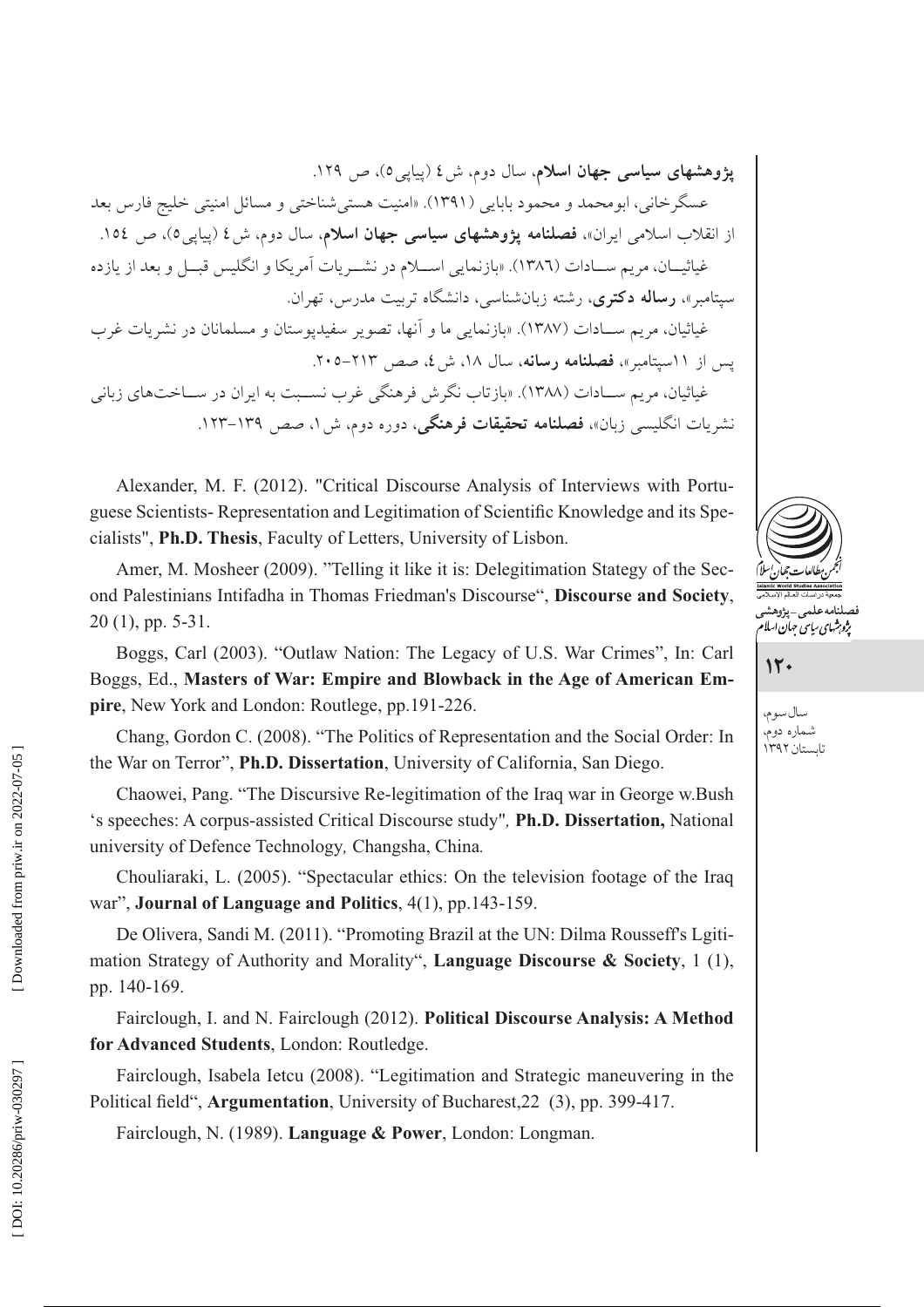**پژوهشهای سیاسی جهان اسلام**، سال دوم، ش٤ (پیاپی٥)، ص ١٢٩.

عسگرخانی، ابومحمد و محمود بابایی (١٣٩١). «امنیت هستی‌شناختی و مسائل امنیتی خلیج فارس بعد از انقلاب اسلامی ایران»، **فصلنامه پژوهشهای سیاسی جهان اسلام**، سال دوم، ش٤ (پیاپی٥)، ص ١٥٤.

غیاثیان، مریم سادات (١٣٨٦). «بازنمایی اسلام در نشریات آمریکا و انگلیس قبل و بعد از یازده سپتامبر»، **رساله دکتری**، رشته زبان‌شناسی، دانشگاه تربیت مدرس، تهران.

غیاثیان، مریم سادات (١٣٨٧). «بازنمایی ما و آنها، تصویر سفیدپوستان و مسلمانان در نشریات غرب پس از ١١سپتامبر»، **فصلنامه رسانه**، سال ١٨، ش٤، صص ٢١٣-٢٠٥.

غیاثیان، مریم سادات (١٣٨٨). «بازتاب نگرش فرهنگی غرب نسبت به ایران در ساخت‌های زبانی نشریات انگلیسی زبان»، **فصلنامه تحقیقات فرهنگی**، دوره دوم، ش١، صص ١٣٩-١٢٣.

Alexander, M. F. (2012). "Critical Discourse Analysis of Interviews with Portuguese Scientists- Representation and Legitimation of Scientific Knowledge and its Specialists", **Ph.D. Thesis**, Faculty of Letters, University of Lisbon.

Amer, M. Mosheer (2009). "Telling it like it is: Delegitimation Stategy of the Second Palestinians Intifadha in Thomas Friedman's Discourse", **Discourse and Society**, 20 (1), pp. 5-31.

Boggs, Carl (2003). "Outlaw Nation: The Legacy of U.S. War Crimes", In: Carl Boggs, Ed., **Masters of War: Empire and Blowback in the Age of American Empire**, New York and London: Routlege, pp.191-226.

Chang, Gordon C. (2008). "The Politics of Representation and the Social Order: In the War on Terror", **Ph.D. Dissertation**, University of California, San Diego.

Chaowei, Pang. "The Discursive Re-legitimation of the Iraq war in George w.Bush 's speeches: A corpus-assisted Critical Discourse study", **Ph.D. Dissertation,** National university of Defence Technology, Changsha, China.

Chouliaraki, L. (2005). "Spectacular ethics: On the television footage of the Iraq war", **Journal of Language and Politics**, 4(1), pp.143-159.

De Olivera, Sandi M. (2011). "Promoting Brazil at the UN: Dilma Rousseff's Lgitimation Strategy of Authority and Morality", **Language Discourse & Society**, 1 (1), pp. 140-169.

Fairclough, I. and N. Fairclough (2012). **Political Discourse Analysis: A Method for Advanced Students**, London: Routledge.

Fairclough, Isabela Ietcu (2008). "Legitimation and Strategic maneuvering in the Political field", **Argumentation**, University of Bucharest,22 (3), pp. 399-417.

Fairclough, N. (1989). **Language & Power**, London: Longman.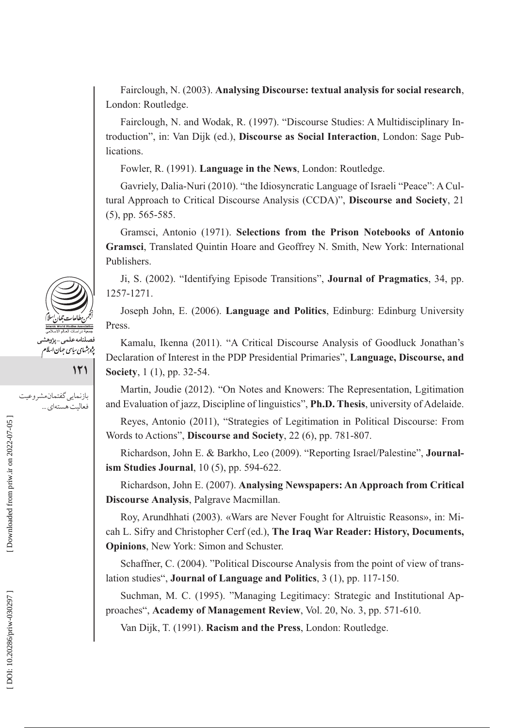Fairclough, N. (2003). **Analysing Discourse: textual analysis for social research**, London: Routledge.

Fairclough, N. and Wodak, R. (1997). “Discourse Studies: A Multidisciplinary Introduction”, in: Van Dijk (ed.), **Discourse as Social Interaction**, London: Sage Publications.

Fowler, R. (1991). **Language in the News**, London: Routledge.

Gavriely, Dalia-Nuri (2010). “the Idiosyncratic Language of Israeli “Peace”: A Cultural Approach to Critical Discourse Analysis (CCDA)”, **Discourse and Society**, 21 (5), pp. 565-585.

Gramsci, Antonio (1971). **Selections from the Prison Notebooks of Antonio Gramsci**, Translated Quintin Hoare and Geoffrey N. Smith, New York: International Publishers.

Ji, S. (2002). “Identifying Episode Transitions”, **Journal of Pragmatics**, 34, pp. 1257-1271.

Joseph John, E. (2006). **Language and Politics**, Edinburg: Edinburg University Press.

Kamalu, Ikenna (2011). “A Critical Discourse Analysis of Goodluck Jonathan’s Declaration of Interest in the PDP Presidential Primaries”, **Language, Discourse, and Society**, 1 (1), pp. 32-54.

Martin, Joudie (2012). “On Notes and Knowers: The Representation, Lgitimation and Evaluation of jazz, Discipline of linguistics”, **Ph.D. Thesis**, university of Adelaide.

Reyes, Antonio (2011), “Strategies of Legitimation in Political Discourse: From Words to Actions”, **Discourse and Society**, 22 (6), pp. 781-807.

Richardson, John E. & Barkho, Leo (2009). “Reporting Israel/Palestine”, **Journalism Studies Journal**, 10 (5), pp. 594-622.

Richardson, John E. (2007). **Analysing Newspapers: An Approach from Critical Discourse Analysis**, Palgrave Macmillan.

Roy, Arundhhati (2003). «Wars are Never Fought for Altruistic Reasons», in: Micah L. Sifry and Christopher Cerf (ed.), **The Iraq War Reader: History, Documents, Opinions**, New York: Simon and Schuster.

Schaffner, C. (2004). ”Political Discourse Analysis from the point of view of translation studies“, **Journal of Language and Politics**, 3 (1), pp. 117-150.

Suchman, M. C. (1995). ”Managing Legitimacy: Strategic and Institutional Approaches“, **Academy of Management Review**, Vol. 20, No. 3, pp. 571-610.

Van Dijk, T. (1991). **Racism and the Press**, London: Routledge.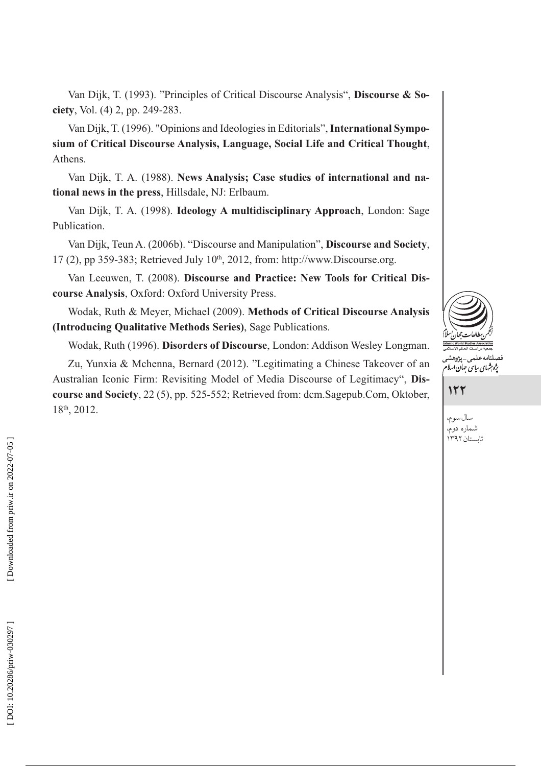Van Dijk, T. (1993). ”Principles of Critical Discourse Analysis“, **Discourse & Society**, Vol. (4) 2, pp. 249-283.

Van Dijk, T. (1996). "Opinions and Ideologies in Editorials”, **International Symposium of Critical Discourse Analysis, Language, Social Life and Critical Thought**, Athens.

Van Dijk, T. A. (1988). **News Analysis; Case studies of international and national news in the press**, Hillsdale, NJ: Erlbaum.

Van Dijk, T. A. (1998). **Ideology A multidisciplinary Approach**, London: Sage Publication.

Van Dijk, Teun A. (2006b). “Discourse and Manipulation”, **Discourse and Society**, 17 (2), pp 359-383; Retrieved July 10th, 2012, from: http://www.Discourse.org.

Van Leeuwen, T. (2008). **Discourse and Practice: New Tools for Critical Discourse Analysis**, Oxford: Oxford University Press.

Wodak, Ruth & Meyer, Michael (2009). **Methods of Critical Discourse Analysis (Introducing Qualitative Methods Series)**, Sage Publications.

Wodak, Ruth (1996). **Disorders of Discourse**, London: Addison Wesley Longman.

Zu, Yunxia & Mchenna, Bernard (2012). ”Legitimating a Chinese Takeover of an Australian Iconic Firm: Revisiting Model of Media Discourse of Legitimacy“, **Discourse and Society**, 22 (5), pp. 525-552; Retrieved from: dcm.Sagepub.Com, Oktober, 18th, 2012.